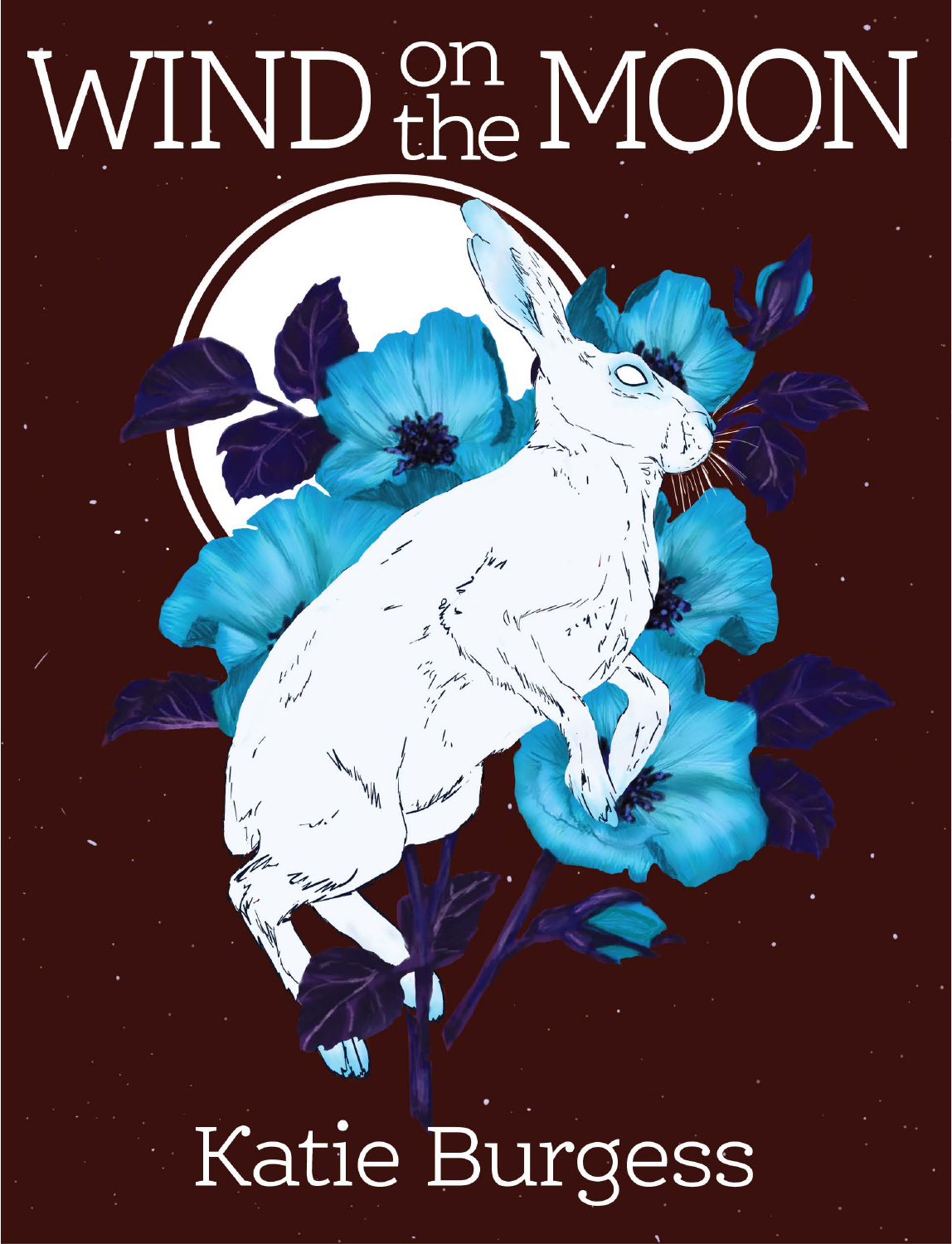# WIND on the MOON

Katie Burgess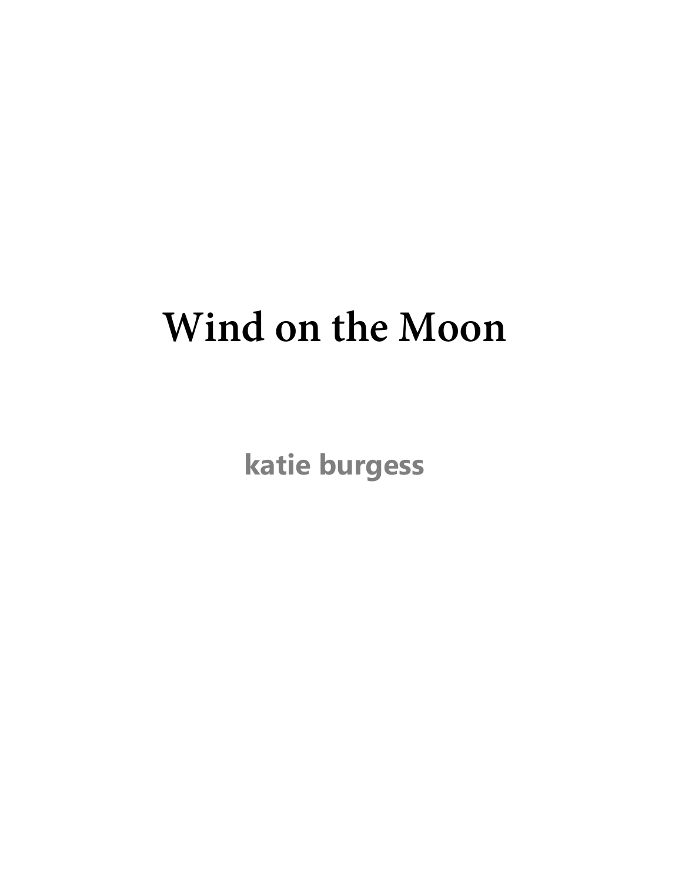# Wind on the Moon

**katie burgess**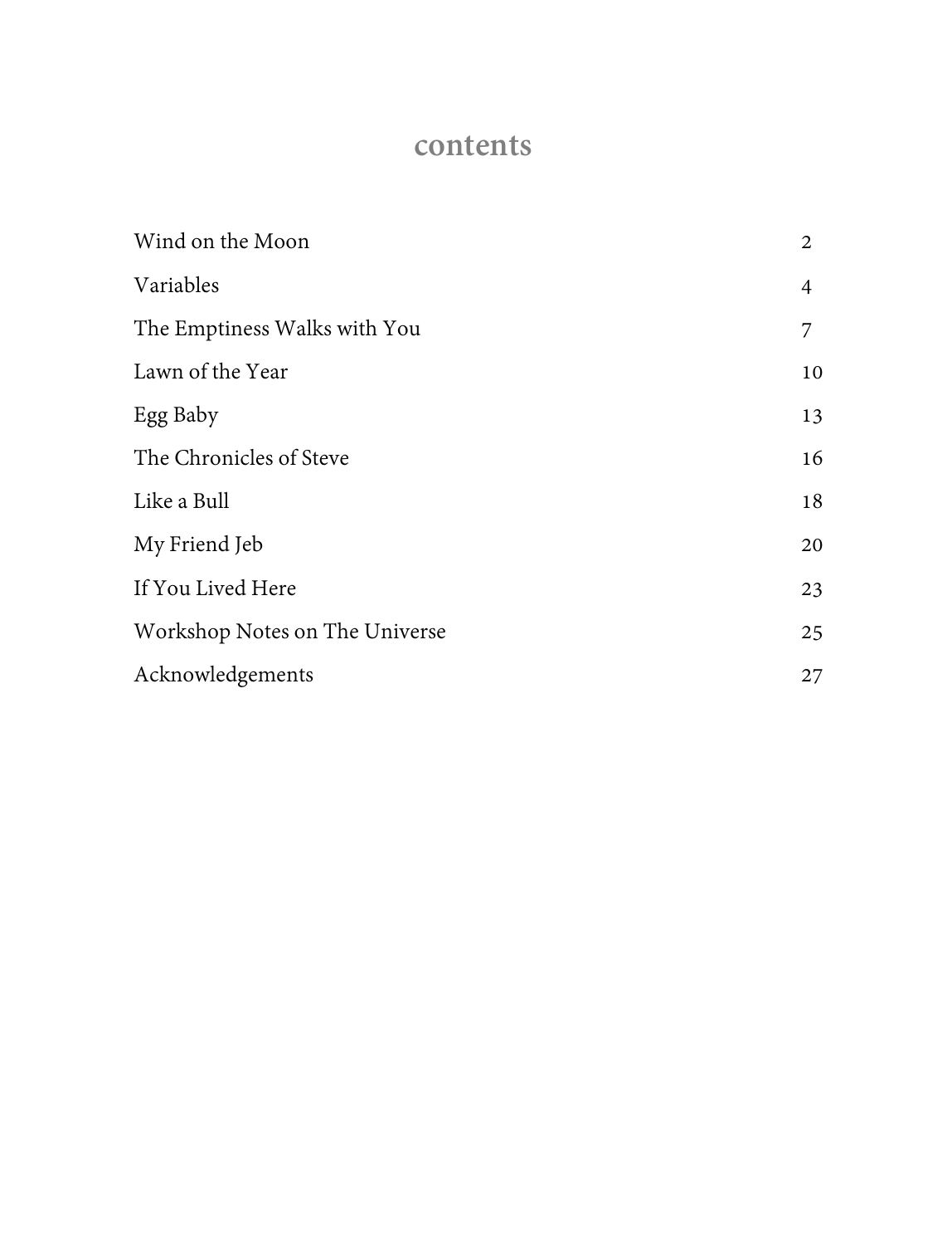# contents

| | |
|---|---|
| Wind on the Moon | 2 |
| Variables | 4 |
| The Emptiness Walks with You | 7 |
| Lawn of the Year | 10 |
| Egg Baby | 13 |
| The Chronicles of Steve | 16 |
| Like a Bull | 18 |
| My Friend Jeb | 20 |
| If You Lived Here | 23 |
| Workshop Notes on The Universe | 25 |
| Acknowledgements | 27 |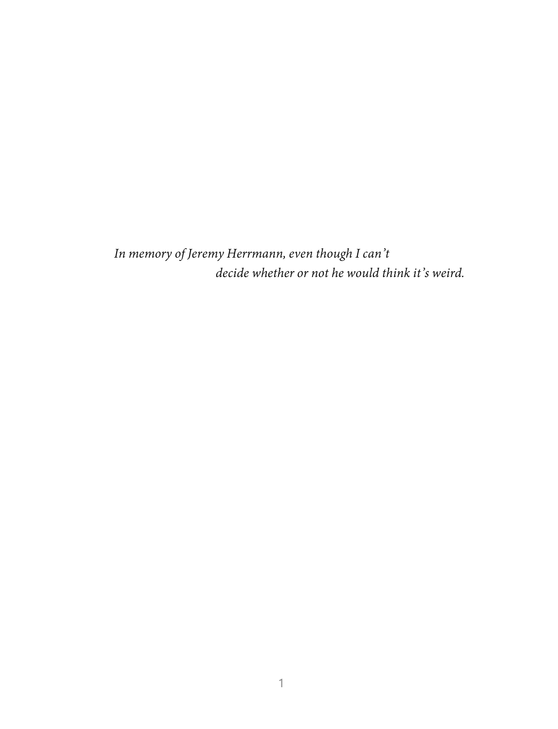*In memory of Jeremy Herrmann, even though I can't decide whether or not he would think it's weird.*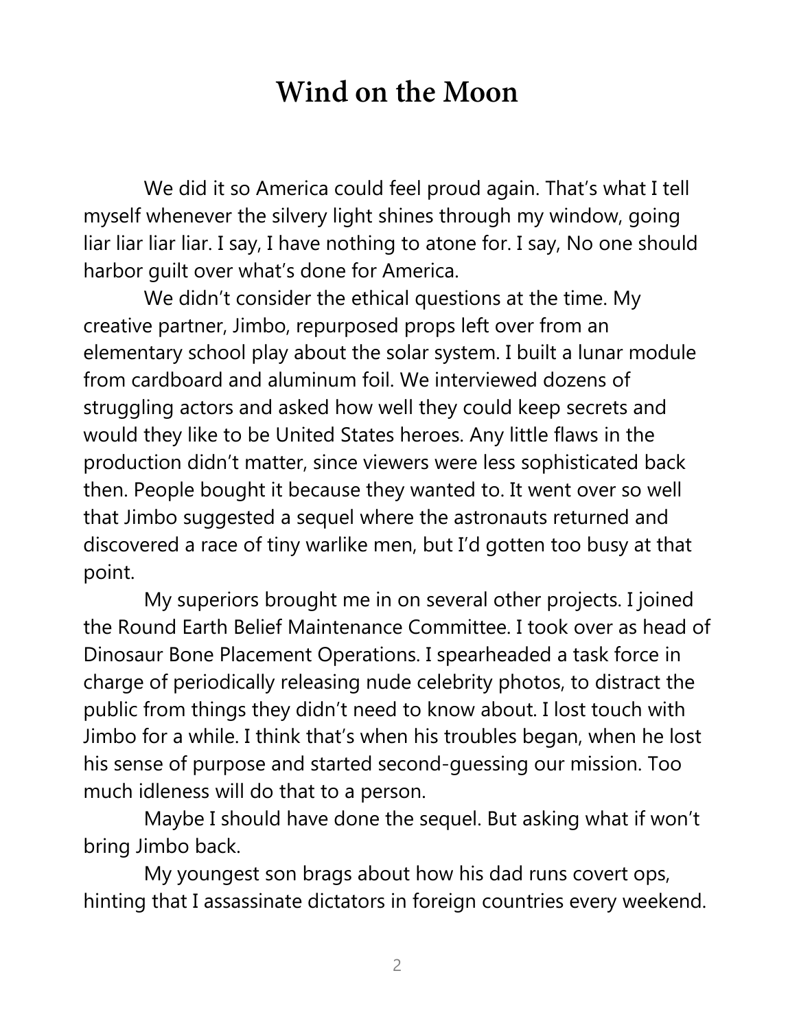# Wind on the Moon

We did it so America could feel proud again. That's what I tell myself whenever the silvery light shines through my window, going liar liar liar liar. I say, I have nothing to atone for. I say, No one should harbor guilt over what's done for America.

We didn't consider the ethical questions at the time. My creative partner, Jimbo, repurposed props left over from an elementary school play about the solar system. I built a lunar module from cardboard and aluminum foil. We interviewed dozens of struggling actors and asked how well they could keep secrets and would they like to be United States heroes. Any little flaws in the production didn't matter, since viewers were less sophisticated back then. People bought it because they wanted to. It went over so well that Jimbo suggested a sequel where the astronauts returned and discovered a race of tiny warlike men, but I'd gotten too busy at that point.

My superiors brought me in on several other projects. I joined the Round Earth Belief Maintenance Committee. I took over as head of Dinosaur Bone Placement Operations. I spearheaded a task force in charge of periodically releasing nude celebrity photos, to distract the public from things they didn't need to know about. I lost touch with Jimbo for a while. I think that's when his troubles began, when he lost his sense of purpose and started second-guessing our mission. Too much idleness will do that to a person.

Maybe I should have done the sequel. But asking what if won't bring Jimbo back.

My youngest son brags about how his dad runs covert ops, hinting that I assassinate dictators in foreign countries every weekend.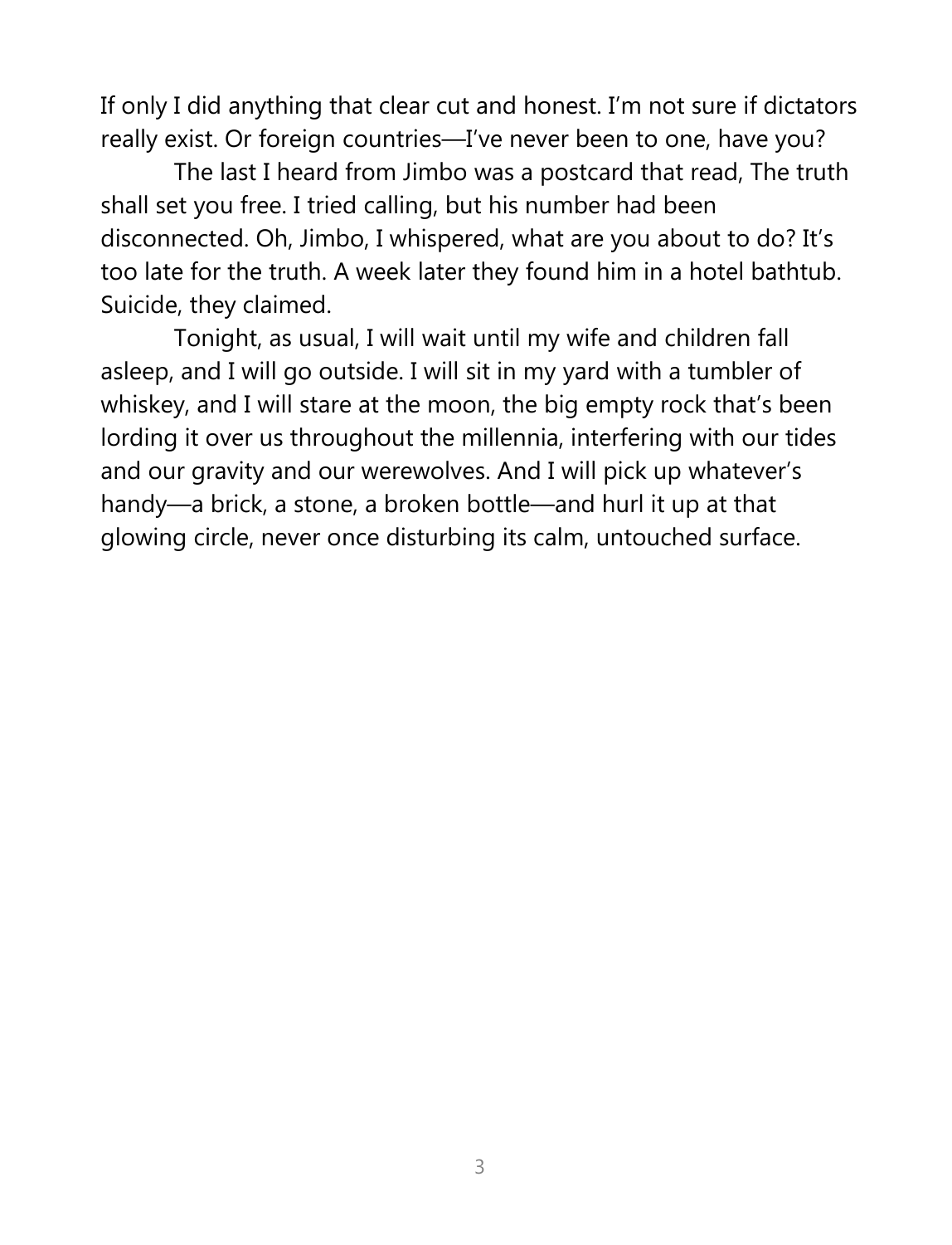If only I did anything that clear cut and honest. I'm not sure if dictators really exist. Or foreign countries—I've never been to one, have you?

The last I heard from Jimbo was a postcard that read, The truth shall set you free. I tried calling, but his number had been disconnected. Oh, Jimbo, I whispered, what are you about to do? It's too late for the truth. A week later they found him in a hotel bathtub. Suicide, they claimed.

Tonight, as usual, I will wait until my wife and children fall asleep, and I will go outside. I will sit in my yard with a tumbler of whiskey, and I will stare at the moon, the big empty rock that's been lording it over us throughout the millennia, interfering with our tides and our gravity and our werewolves. And I will pick up whatever's handy—a brick, a stone, a broken bottle—and hurl it up at that glowing circle, never once disturbing its calm, untouched surface.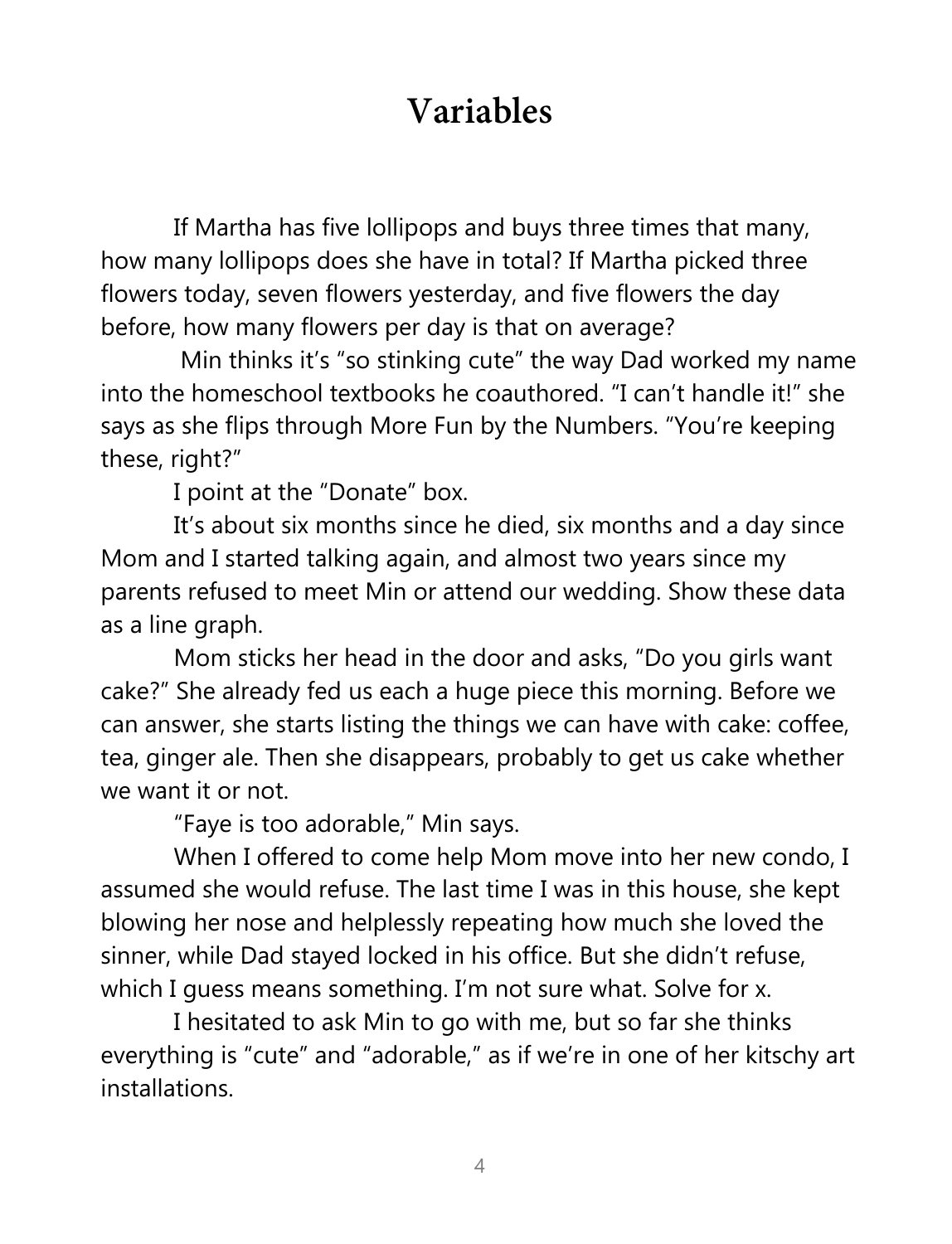# Variables

If Martha has five lollipops and buys three times that many, how many lollipops does she have in total? If Martha picked three flowers today, seven flowers yesterday, and five flowers the day before, how many flowers per day is that on average?

Min thinks it's "so stinking cute" the way Dad worked my name into the homeschool textbooks he coauthored. "I can't handle it!" she says as she flips through More Fun by the Numbers. "You're keeping these, right?"

I point at the "Donate" box.

It's about six months since he died, six months and a day since Mom and I started talking again, and almost two years since my parents refused to meet Min or attend our wedding. Show these data as a line graph.

Mom sticks her head in the door and asks, "Do you girls want cake?" She already fed us each a huge piece this morning. Before we can answer, she starts listing the things we can have with cake: coffee, tea, ginger ale. Then she disappears, probably to get us cake whether we want it or not.

"Faye is too adorable," Min says.

When I offered to come help Mom move into her new condo, I assumed she would refuse. The last time I was in this house, she kept blowing her nose and helplessly repeating how much she loved the sinner, while Dad stayed locked in his office. But she didn't refuse, which I guess means something. I'm not sure what. Solve for x.

I hesitated to ask Min to go with me, but so far she thinks everything is "cute" and "adorable," as if we're in one of her kitschy art installations.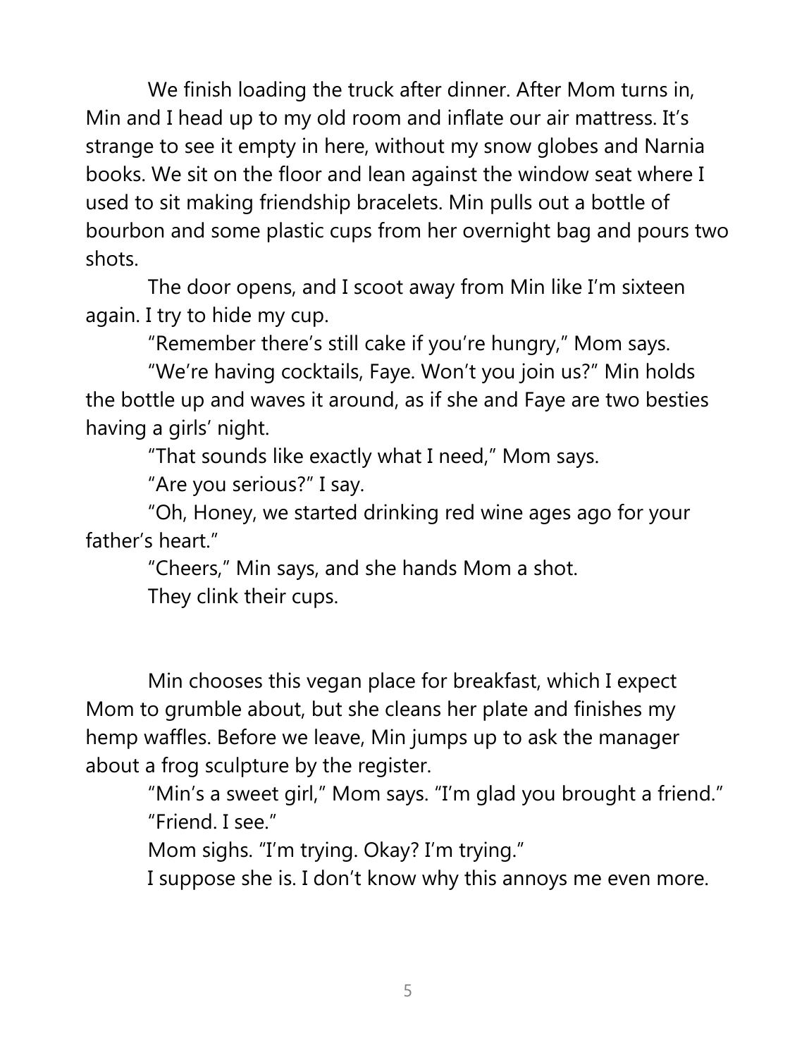We finish loading the truck after dinner. After Mom turns in, Min and I head up to my old room and inflate our air mattress. It's strange to see it empty in here, without my snow globes and Narnia books. We sit on the floor and lean against the window seat where I used to sit making friendship bracelets. Min pulls out a bottle of bourbon and some plastic cups from her overnight bag and pours two shots.

The door opens, and I scoot away from Min like I'm sixteen again. I try to hide my cup.

"Remember there's still cake if you're hungry," Mom says.

"We're having cocktails, Faye. Won't you join us?" Min holds the bottle up and waves it around, as if she and Faye are two besties having a girls' night.

"That sounds like exactly what I need," Mom says.

"Are you serious?" I say.

"Oh, Honey, we started drinking red wine ages ago for your father's heart."

"Cheers," Min says, and she hands Mom a shot.

They clink their cups.

Min chooses this vegan place for breakfast, which I expect Mom to grumble about, but she cleans her plate and finishes my hemp waffles. Before we leave, Min jumps up to ask the manager about a frog sculpture by the register.

"Min's a sweet girl," Mom says. "I'm glad you brought a friend."

"Friend. I see."

Mom sighs. "I'm trying. Okay? I'm trying."

I suppose she is. I don't know why this annoys me even more.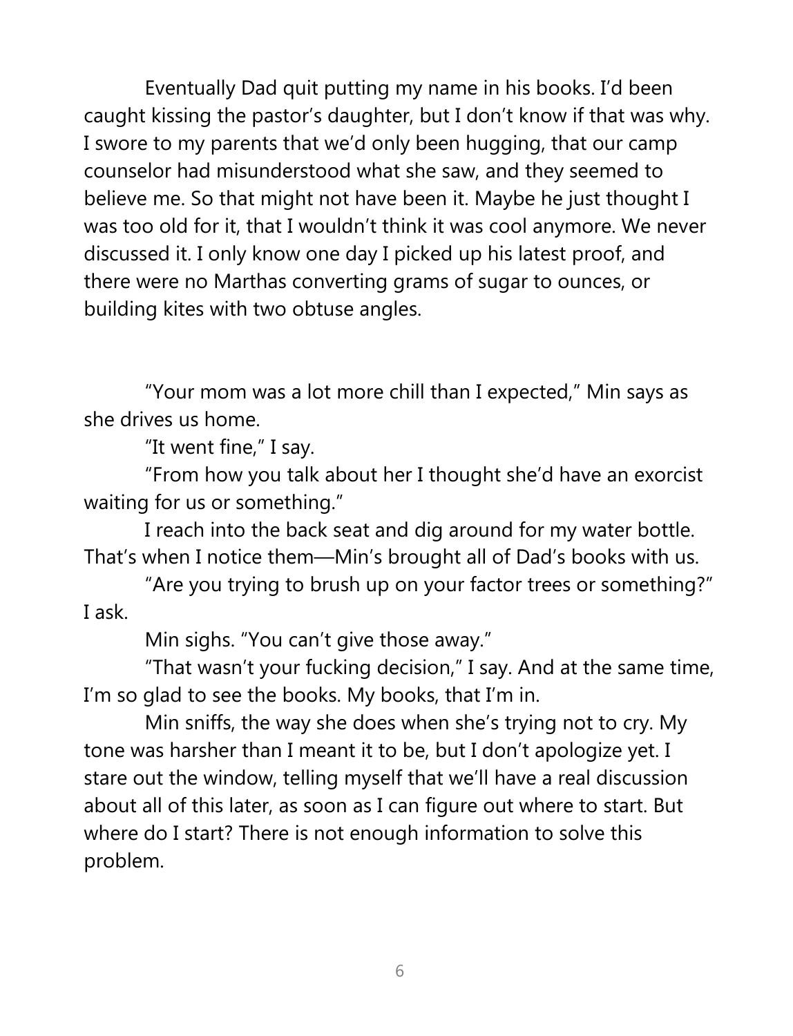Eventually Dad quit putting my name in his books. I'd been caught kissing the pastor's daughter, but I don't know if that was why. I swore to my parents that we'd only been hugging, that our camp counselor had misunderstood what she saw, and they seemed to believe me. So that might not have been it. Maybe he just thought I was too old for it, that I wouldn't think it was cool anymore. We never discussed it. I only know one day I picked up his latest proof, and there were no Marthas converting grams of sugar to ounces, or building kites with two obtuse angles.

"Your mom was a lot more chill than I expected," Min says as she drives us home.

"It went fine," I say.

"From how you talk about her I thought she'd have an exorcist waiting for us or something."

I reach into the back seat and dig around for my water bottle. That's when I notice them—Min's brought all of Dad's books with us.

"Are you trying to brush up on your factor trees or something?" I ask.

Min sighs. "You can't give those away."

"That wasn't your fucking decision," I say. And at the same time, I'm so glad to see the books. My books, that I'm in.

Min sniffs, the way she does when she's trying not to cry. My tone was harsher than I meant it to be, but I don't apologize yet. I stare out the window, telling myself that we'll have a real discussion about all of this later, as soon as I can figure out where to start. But where do I start? There is not enough information to solve this problem.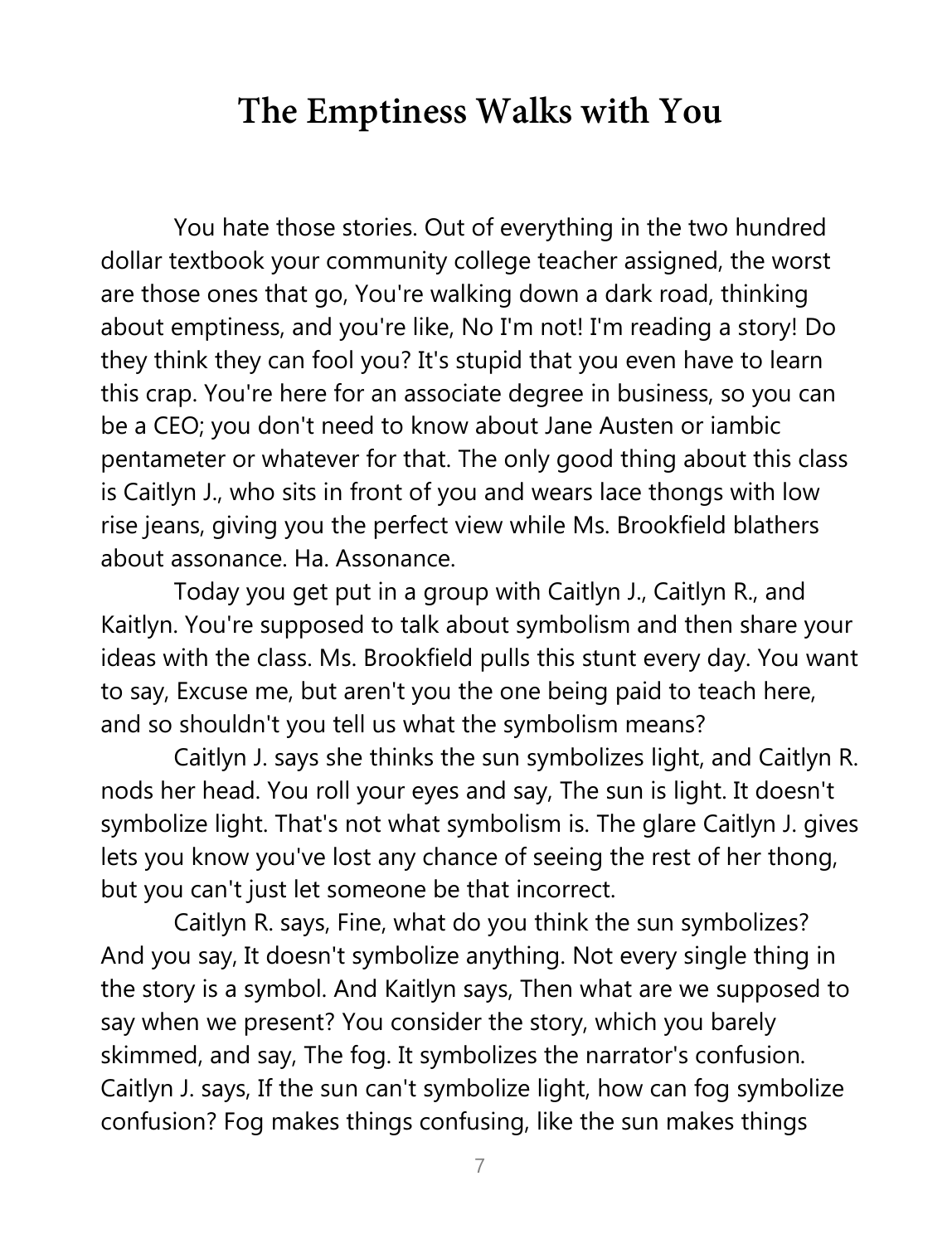# The Emptiness Walks with You

You hate those stories. Out of everything in the two hundred dollar textbook your community college teacher assigned, the worst are those ones that go, You're walking down a dark road, thinking about emptiness, and you're like, No I'm not! I'm reading a story! Do they think they can fool you? It's stupid that you even have to learn this crap. You're here for an associate degree in business, so you can be a CEO; you don't need to know about Jane Austen or iambic pentameter or whatever for that. The only good thing about this class is Caitlyn J., who sits in front of you and wears lace thongs with low rise jeans, giving you the perfect view while Ms. Brookfield blathers about assonance. Ha. Assonance.

Today you get put in a group with Caitlyn J., Caitlyn R., and Kaitlyn. You're supposed to talk about symbolism and then share your ideas with the class. Ms. Brookfield pulls this stunt every day. You want to say, Excuse me, but aren't you the one being paid to teach here, and so shouldn't you tell us what the symbolism means?

Caitlyn J. says she thinks the sun symbolizes light, and Caitlyn R. nods her head. You roll your eyes and say, The sun is light. It doesn't symbolize light. That's not what symbolism is. The glare Caitlyn J. gives lets you know you've lost any chance of seeing the rest of her thong, but you can't just let someone be that incorrect.

Caitlyn R. says, Fine, what do you think the sun symbolizes? And you say, It doesn't symbolize anything. Not every single thing in the story is a symbol. And Kaitlyn says, Then what are we supposed to say when we present? You consider the story, which you barely skimmed, and say, The fog. It symbolizes the narrator's confusion. Caitlyn J. says, If the sun can't symbolize light, how can fog symbolize confusion? Fog makes things confusing, like the sun makes things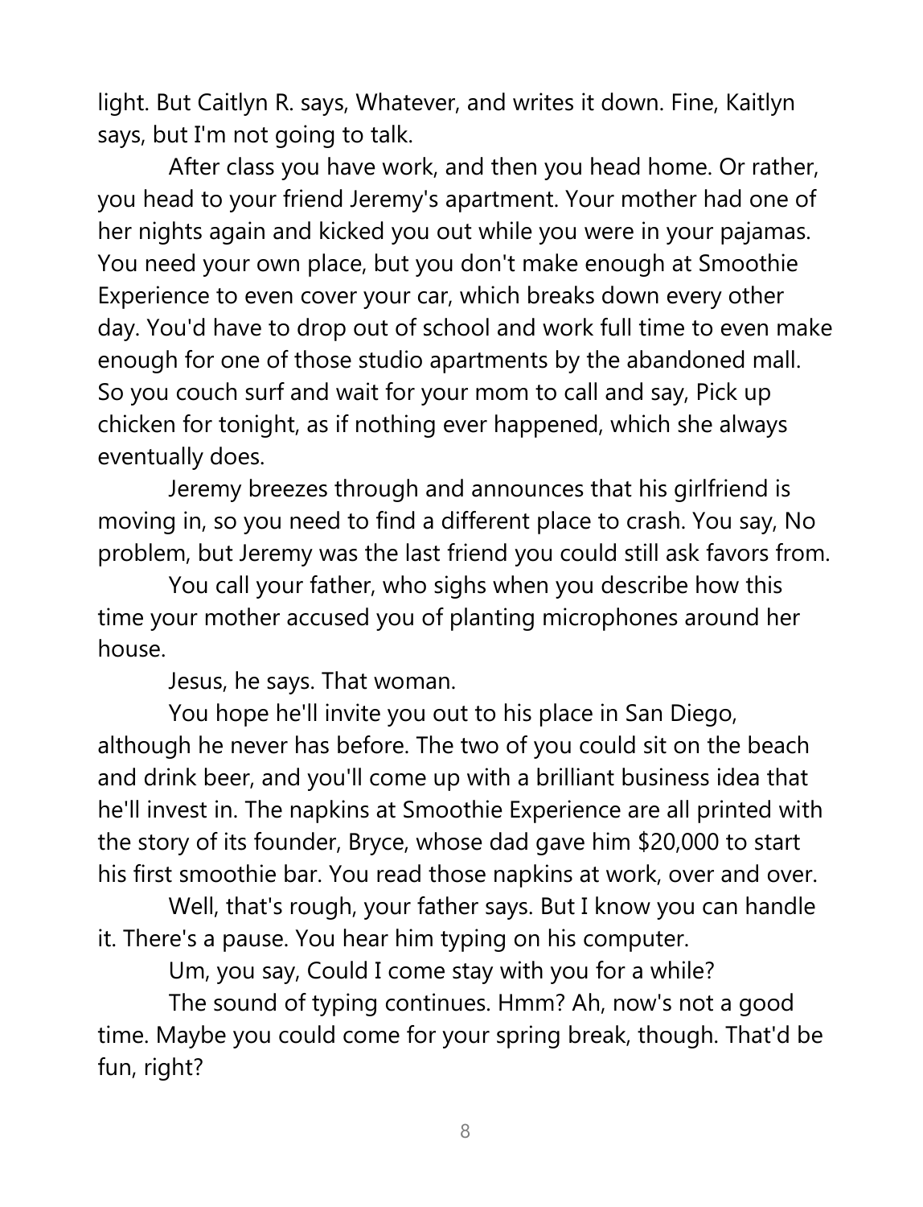light. But Caitlyn R. says, Whatever, and writes it down. Fine, Kaitlyn says, but I'm not going to talk.

After class you have work, and then you head home. Or rather, you head to your friend Jeremy's apartment. Your mother had one of her nights again and kicked you out while you were in your pajamas. You need your own place, but you don't make enough at Smoothie Experience to even cover your car, which breaks down every other day. You'd have to drop out of school and work full time to even make enough for one of those studio apartments by the abandoned mall. So you couch surf and wait for your mom to call and say, Pick up chicken for tonight, as if nothing ever happened, which she always eventually does.

Jeremy breezes through and announces that his girlfriend is moving in, so you need to find a different place to crash. You say, No problem, but Jeremy was the last friend you could still ask favors from.

You call your father, who sighs when you describe how this time your mother accused you of planting microphones around her house.

Jesus, he says. That woman.

You hope he'll invite you out to his place in San Diego, although he never has before. The two of you could sit on the beach and drink beer, and you'll come up with a brilliant business idea that he'll invest in. The napkins at Smoothie Experience are all printed with the story of its founder, Bryce, whose dad gave him $20,000 to start his first smoothie bar. You read those napkins at work, over and over.

Well, that's rough, your father says. But I know you can handle it. There's a pause. You hear him typing on his computer.

Um, you say, Could I come stay with you for a while?

The sound of typing continues. Hmm? Ah, now's not a good time. Maybe you could come for your spring break, though. That'd be fun, right?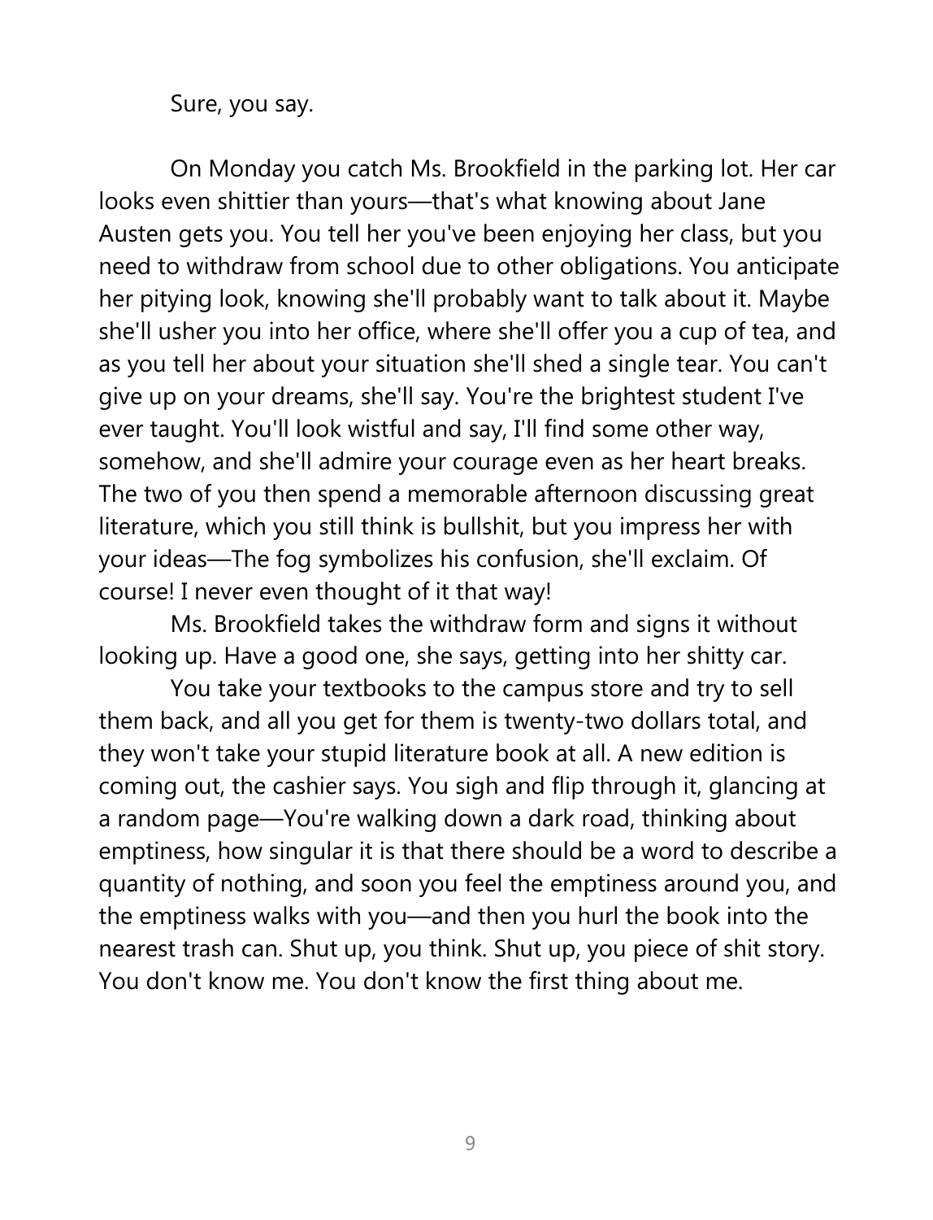Sure, you say.

On Monday you catch Ms. Brookfield in the parking lot. Her car looks even shittier than yours—that's what knowing about Jane Austen gets you. You tell her you've been enjoying her class, but you need to withdraw from school due to other obligations. You anticipate her pitying look, knowing she'll probably want to talk about it. Maybe she'll usher you into her office, where she'll offer you a cup of tea, and as you tell her about your situation she'll shed a single tear. You can't give up on your dreams, she'll say. You're the brightest student I've ever taught. You'll look wistful and say, I'll find some other way, somehow, and she'll admire your courage even as her heart breaks. The two of you then spend a memorable afternoon discussing great literature, which you still think is bullshit, but you impress her with your ideas—The fog symbolizes his confusion, she'll exclaim. Of course! I never even thought of it that way!

Ms. Brookfield takes the withdraw form and signs it without looking up. Have a good one, she says, getting into her shitty car.

You take your textbooks to the campus store and try to sell them back, and all you get for them is twenty-two dollars total, and they won't take your stupid literature book at all. A new edition is coming out, the cashier says. You sigh and flip through it, glancing at a random page—You're walking down a dark road, thinking about emptiness, how singular it is that there should be a word to describe a quantity of nothing, and soon you feel the emptiness around you, and the emptiness walks with you—and then you hurl the book into the nearest trash can. Shut up, you think. Shut up, you piece of shit story. You don't know me. You don't know the first thing about me.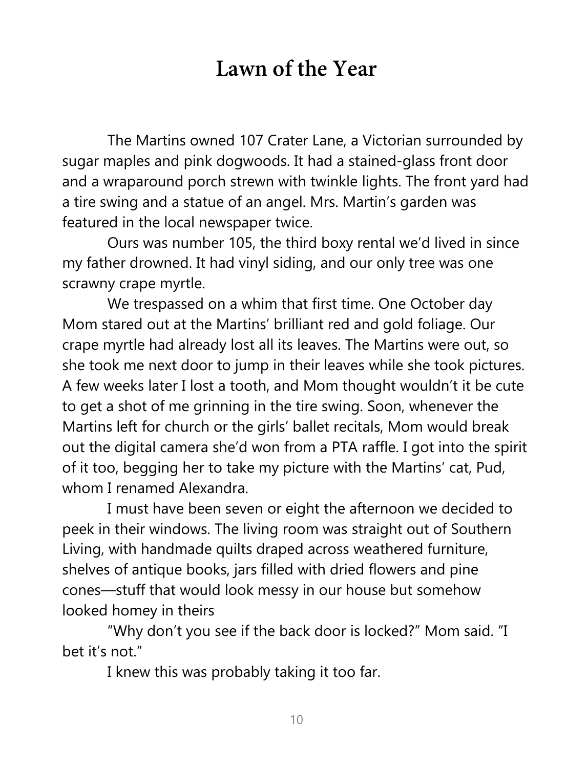# Lawn of the Year

The Martins owned 107 Crater Lane, a Victorian surrounded by sugar maples and pink dogwoods. It had a stained-glass front door and a wraparound porch strewn with twinkle lights. The front yard had a tire swing and a statue of an angel. Mrs. Martin's garden was featured in the local newspaper twice.

Ours was number 105, the third boxy rental we'd lived in since my father drowned. It had vinyl siding, and our only tree was one scrawny crape myrtle.

We trespassed on a whim that first time. One October day Mom stared out at the Martins' brilliant red and gold foliage. Our crape myrtle had already lost all its leaves. The Martins were out, so she took me next door to jump in their leaves while she took pictures. A few weeks later I lost a tooth, and Mom thought wouldn't it be cute to get a shot of me grinning in the tire swing. Soon, whenever the Martins left for church or the girls' ballet recitals, Mom would break out the digital camera she'd won from a PTA raffle. I got into the spirit of it too, begging her to take my picture with the Martins' cat, Pud, whom I renamed Alexandra.

I must have been seven or eight the afternoon we decided to peek in their windows. The living room was straight out of Southern Living, with handmade quilts draped across weathered furniture, shelves of antique books, jars filled with dried flowers and pine cones—stuff that would look messy in our house but somehow looked homey in theirs

"Why don't you see if the back door is locked?" Mom said. "I bet it's not."

I knew this was probably taking it too far.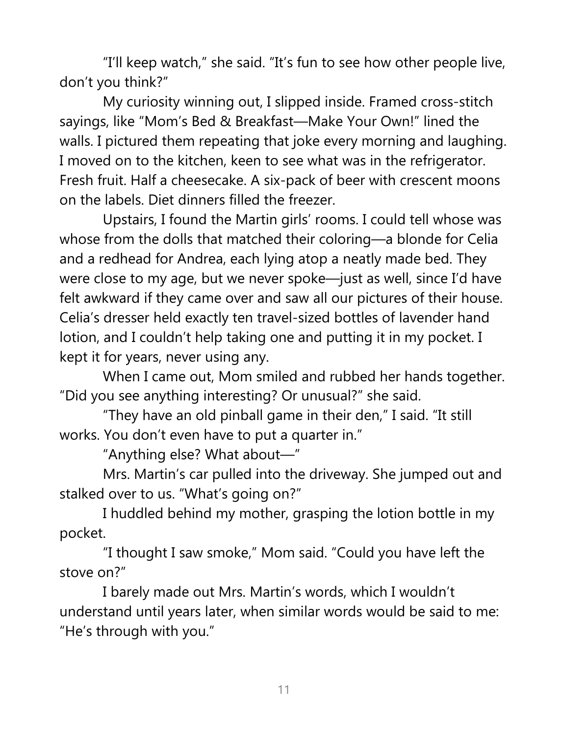"I'll keep watch," she said. "It's fun to see how other people live, don't you think?"

My curiosity winning out, I slipped inside. Framed cross-stitch sayings, like "Mom's Bed & Breakfast—Make Your Own!" lined the walls. I pictured them repeating that joke every morning and laughing. I moved on to the kitchen, keen to see what was in the refrigerator. Fresh fruit. Half a cheesecake. A six-pack of beer with crescent moons on the labels. Diet dinners filled the freezer.

Upstairs, I found the Martin girls' rooms. I could tell whose was whose from the dolls that matched their coloring—a blonde for Celia and a redhead for Andrea, each lying atop a neatly made bed. They were close to my age, but we never spoke—just as well, since I'd have felt awkward if they came over and saw all our pictures of their house. Celia's dresser held exactly ten travel-sized bottles of lavender hand lotion, and I couldn't help taking one and putting it in my pocket. I kept it for years, never using any.

When I came out, Mom smiled and rubbed her hands together. "Did you see anything interesting? Or unusual?" she said.

"They have an old pinball game in their den," I said. "It still works. You don't even have to put a quarter in."

"Anything else? What about—"

Mrs. Martin's car pulled into the driveway. She jumped out and stalked over to us. "What's going on?"

I huddled behind my mother, grasping the lotion bottle in my pocket.

"I thought I saw smoke," Mom said. "Could you have left the stove on?"

I barely made out Mrs. Martin's words, which I wouldn't understand until years later, when similar words would be said to me: "He's through with you."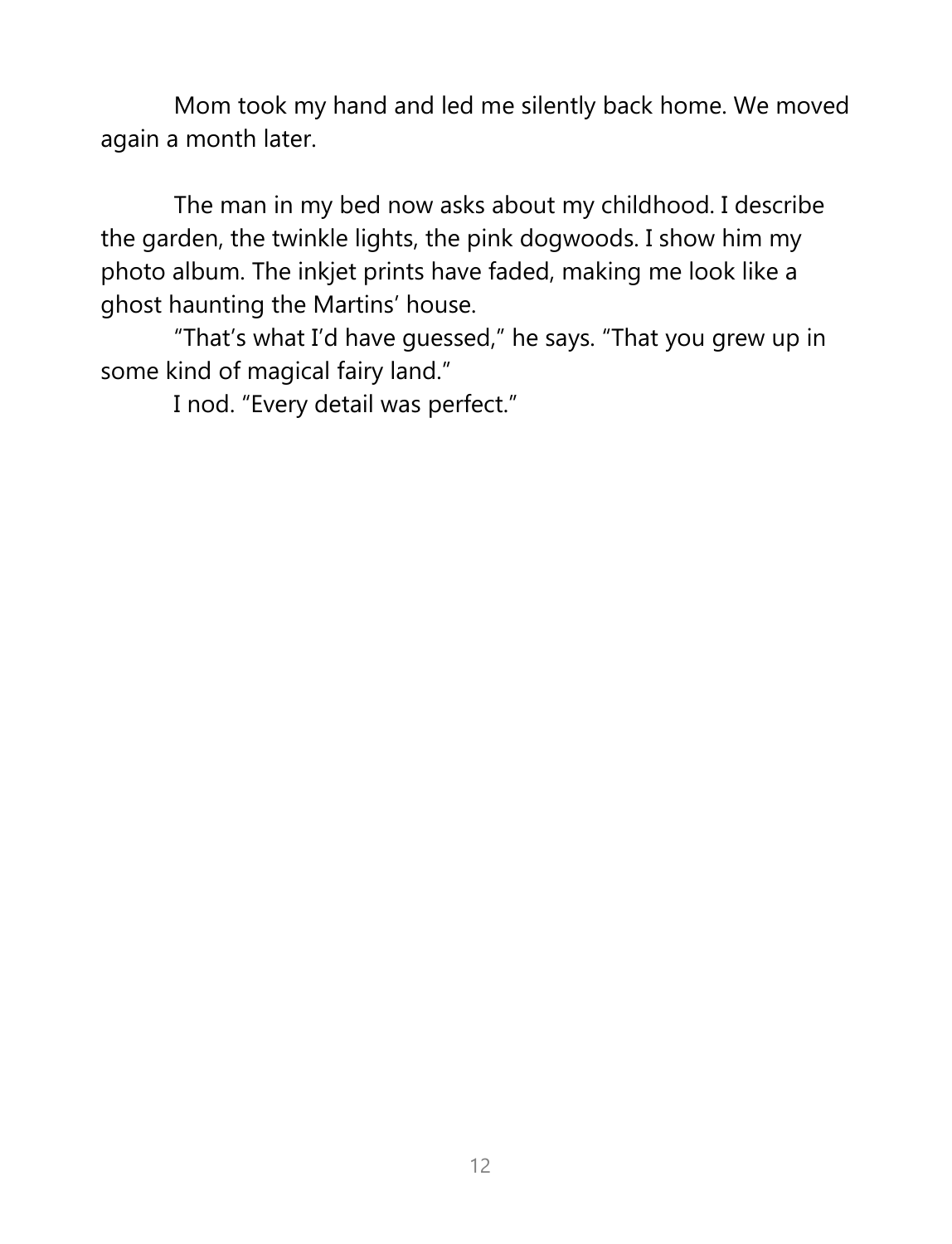Mom took my hand and led me silently back home. We moved again a month later.

The man in my bed now asks about my childhood. I describe the garden, the twinkle lights, the pink dogwoods. I show him my photo album. The inkjet prints have faded, making me look like a ghost haunting the Martins' house.

"That's what I'd have guessed," he says. "That you grew up in some kind of magical fairy land."

I nod. "Every detail was perfect."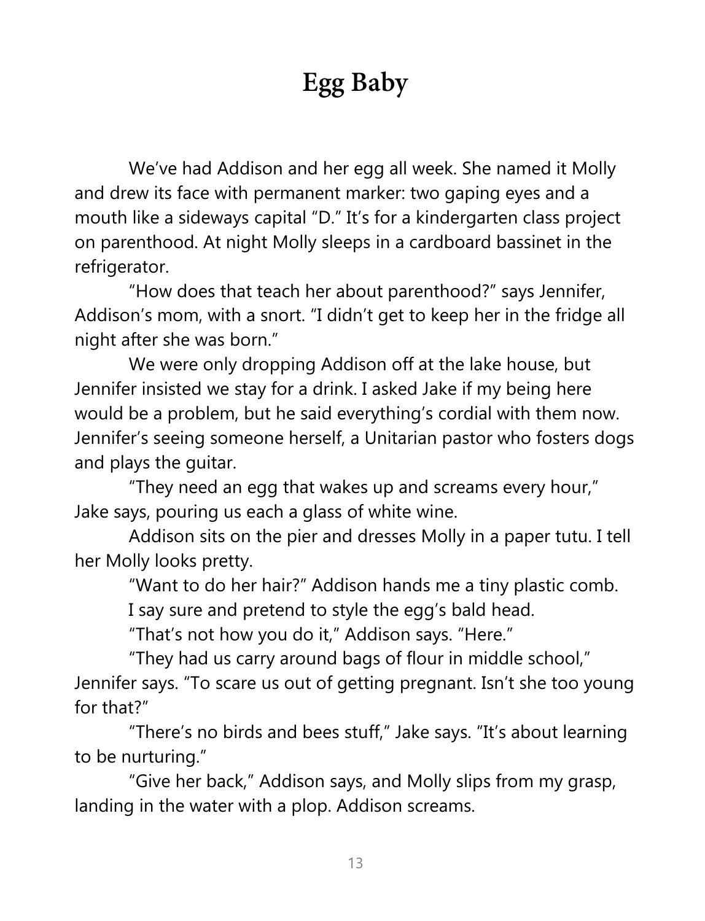# Egg Baby

We've had Addison and her egg all week. She named it Molly and drew its face with permanent marker: two gaping eyes and a mouth like a sideways capital "D." It's for a kindergarten class project on parenthood. At night Molly sleeps in a cardboard bassinet in the refrigerator.

"How does that teach her about parenthood?" says Jennifer, Addison's mom, with a snort. "I didn't get to keep her in the fridge all night after she was born."

We were only dropping Addison off at the lake house, but Jennifer insisted we stay for a drink. I asked Jake if my being here would be a problem, but he said everything's cordial with them now. Jennifer's seeing someone herself, a Unitarian pastor who fosters dogs and plays the guitar.

"They need an egg that wakes up and screams every hour," Jake says, pouring us each a glass of white wine.

Addison sits on the pier and dresses Molly in a paper tutu. I tell her Molly looks pretty.

"Want to do her hair?" Addison hands me a tiny plastic comb.

I say sure and pretend to style the egg's bald head.

"That's not how you do it," Addison says. "Here."

"They had us carry around bags of flour in middle school," Jennifer says. "To scare us out of getting pregnant. Isn't she too young for that?"

"There's no birds and bees stuff," Jake says. "It's about learning to be nurturing."

"Give her back," Addison says, and Molly slips from my grasp, landing in the water with a plop. Addison screams.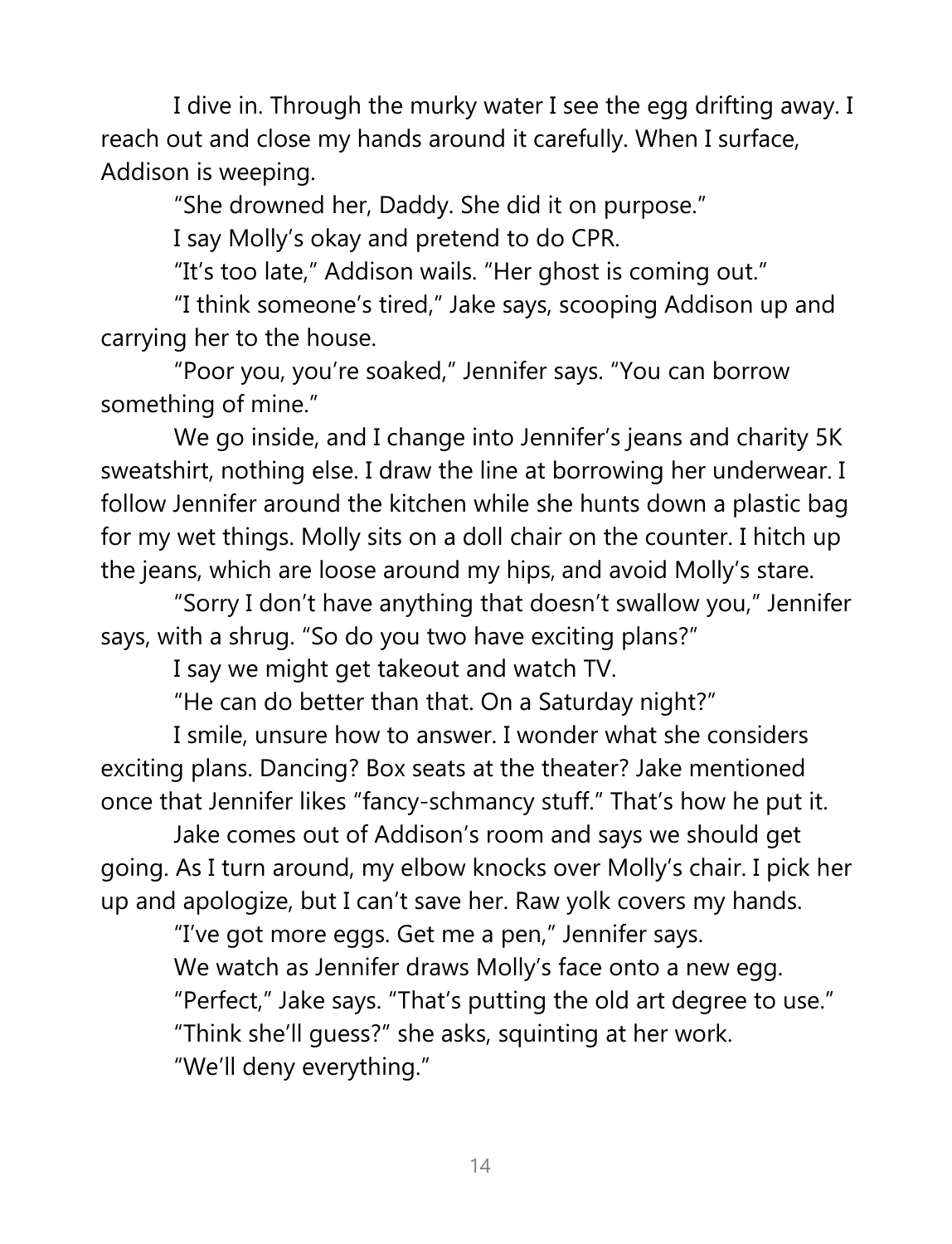I dive in. Through the murky water I see the egg drifting away. I reach out and close my hands around it carefully. When I surface, Addison is weeping.

"She drowned her, Daddy. She did it on purpose."

I say Molly's okay and pretend to do CPR.

"It's too late," Addison wails. "Her ghost is coming out."

"I think someone's tired," Jake says, scooping Addison up and carrying her to the house.

"Poor you, you're soaked," Jennifer says. "You can borrow something of mine."

We go inside, and I change into Jennifer's jeans and charity 5K sweatshirt, nothing else. I draw the line at borrowing her underwear. I follow Jennifer around the kitchen while she hunts down a plastic bag for my wet things. Molly sits on a doll chair on the counter. I hitch up the jeans, which are loose around my hips, and avoid Molly's stare.

"Sorry I don't have anything that doesn't swallow you," Jennifer says, with a shrug. "So do you two have exciting plans?"

I say we might get takeout and watch TV.

"He can do better than that. On a Saturday night?"

I smile, unsure how to answer. I wonder what she considers exciting plans. Dancing? Box seats at the theater? Jake mentioned once that Jennifer likes "fancy-schmancy stuff." That's how he put it.

Jake comes out of Addison's room and says we should get going. As I turn around, my elbow knocks over Molly's chair. I pick her up and apologize, but I can't save her. Raw yolk covers my hands.

"I've got more eggs. Get me a pen," Jennifer says.

We watch as Jennifer draws Molly's face onto a new egg.

"Perfect," Jake says. "That's putting the old art degree to use."

"Think she'll guess?" she asks, squinting at her work.

"We'll deny everything."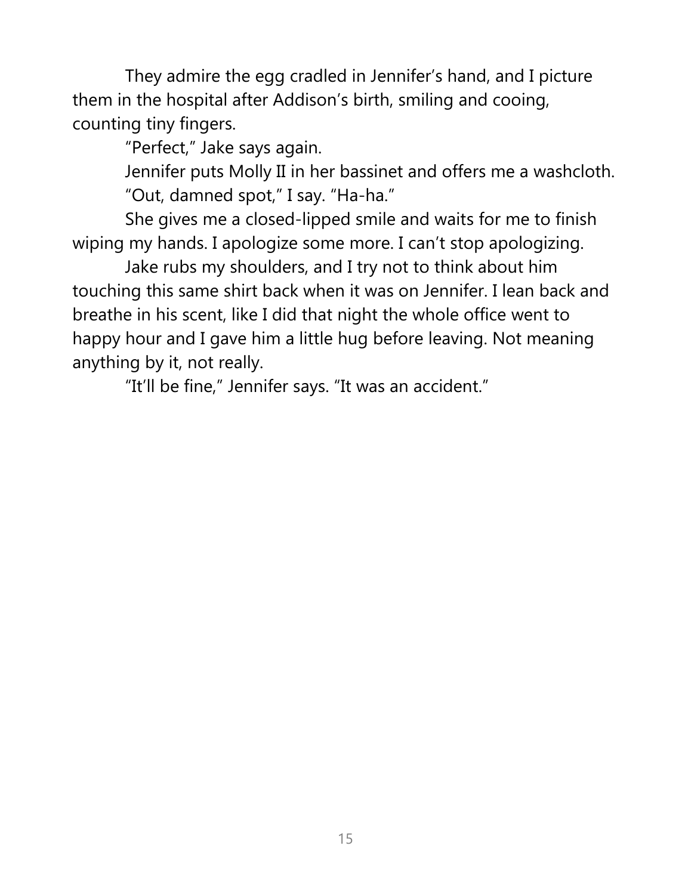They admire the egg cradled in Jennifer's hand, and I picture them in the hospital after Addison's birth, smiling and cooing, counting tiny fingers.

"Perfect," Jake says again.

Jennifer puts Molly II in her bassinet and offers me a washcloth.

"Out, damned spot," I say. "Ha-ha."

She gives me a closed-lipped smile and waits for me to finish wiping my hands. I apologize some more. I can't stop apologizing.

Jake rubs my shoulders, and I try not to think about him touching this same shirt back when it was on Jennifer. I lean back and breathe in his scent, like I did that night the whole office went to happy hour and I gave him a little hug before leaving. Not meaning anything by it, not really.

"It'll be fine," Jennifer says. "It was an accident."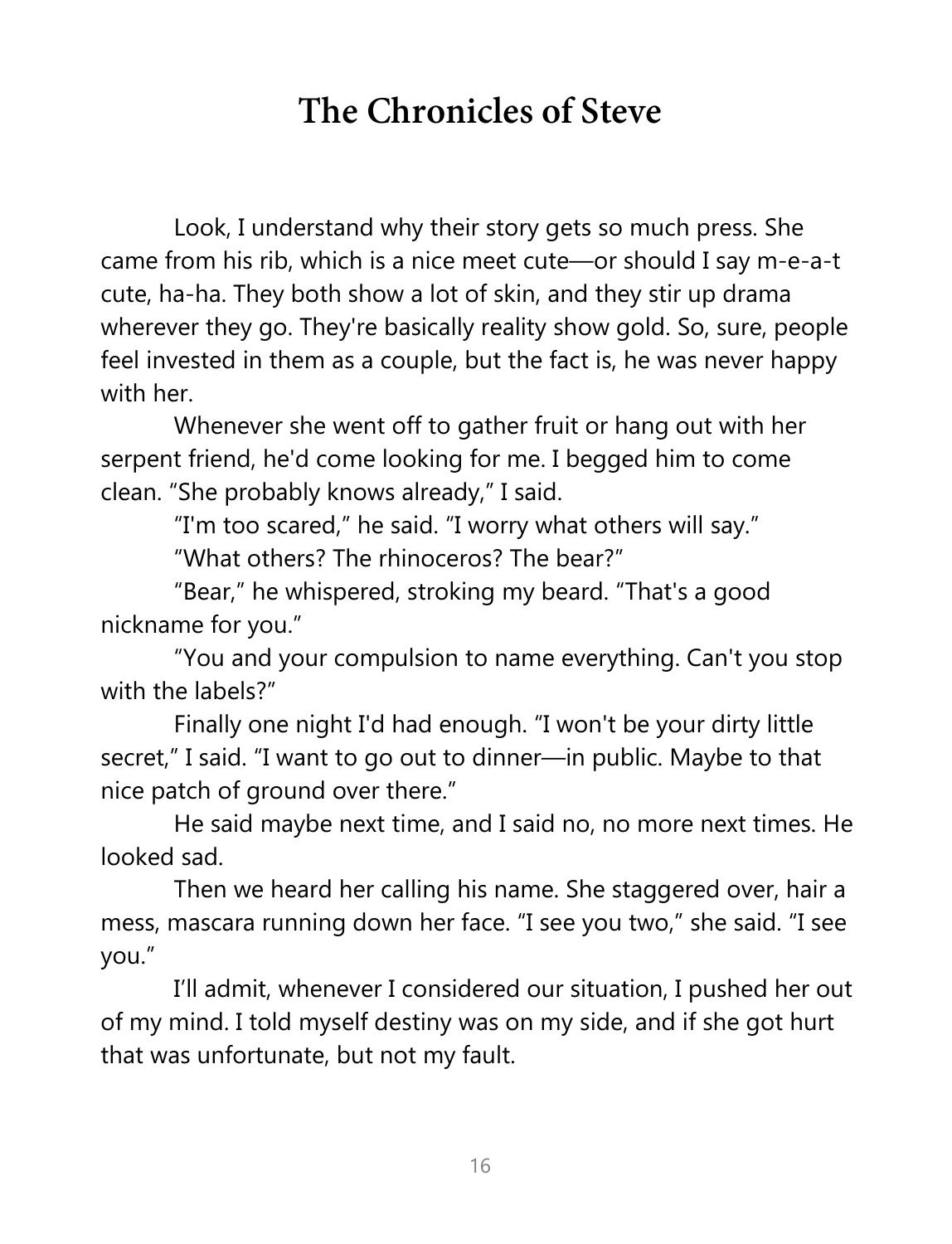# The Chronicles of Steve

Look, I understand why their story gets so much press. She came from his rib, which is a nice meet cute—or should I say m-e-a-t cute, ha-ha. They both show a lot of skin, and they stir up drama wherever they go. They're basically reality show gold. So, sure, people feel invested in them as a couple, but the fact is, he was never happy with her.

Whenever she went off to gather fruit or hang out with her serpent friend, he'd come looking for me. I begged him to come clean. "She probably knows already," I said.

"I'm too scared," he said. "I worry what others will say."

"What others? The rhinoceros? The bear?"

"Bear," he whispered, stroking my beard. "That's a good nickname for you."

"You and your compulsion to name everything. Can't you stop with the labels?"

Finally one night I'd had enough. "I won't be your dirty little secret," I said. "I want to go out to dinner—in public. Maybe to that nice patch of ground over there."

He said maybe next time, and I said no, no more next times. He looked sad.

Then we heard her calling his name. She staggered over, hair a mess, mascara running down her face. "I see you two," she said. "I see you."

I'll admit, whenever I considered our situation, I pushed her out of my mind. I told myself destiny was on my side, and if she got hurt that was unfortunate, but not my fault.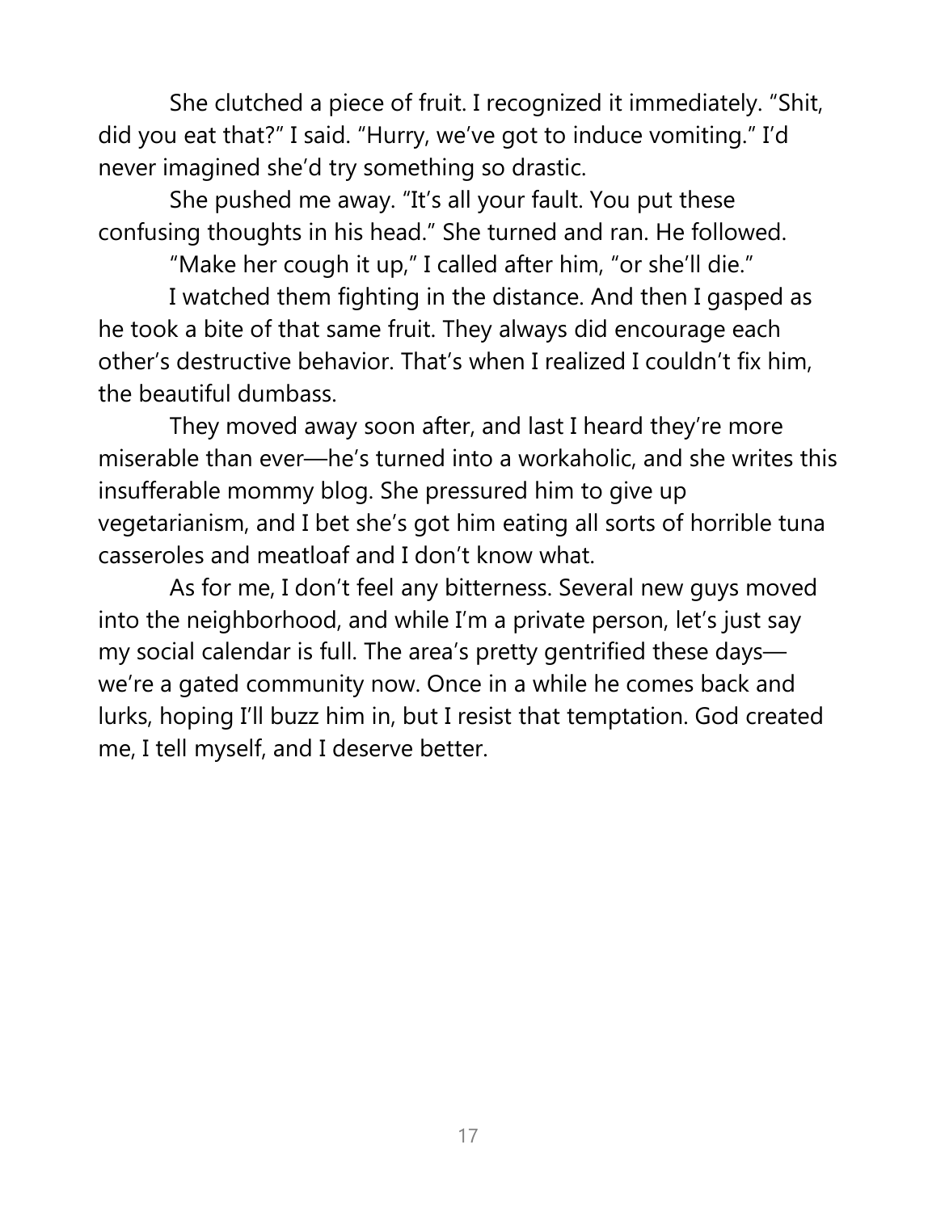She clutched a piece of fruit. I recognized it immediately. "Shit, did you eat that?" I said. "Hurry, we've got to induce vomiting." I'd never imagined she'd try something so drastic.

She pushed me away. "It's all your fault. You put these confusing thoughts in his head." She turned and ran. He followed.

"Make her cough it up," I called after him, "or she'll die."

I watched them fighting in the distance. And then I gasped as he took a bite of that same fruit. They always did encourage each other's destructive behavior. That's when I realized I couldn't fix him, the beautiful dumbass.

They moved away soon after, and last I heard they're more miserable than ever—he's turned into a workaholic, and she writes this insufferable mommy blog. She pressured him to give up vegetarianism, and I bet she's got him eating all sorts of horrible tuna casseroles and meatloaf and I don't know what.

As for me, I don't feel any bitterness. Several new guys moved into the neighborhood, and while I'm a private person, let's just say my social calendar is full. The area's pretty gentrified these days—we're a gated community now. Once in a while he comes back and lurks, hoping I'll buzz him in, but I resist that temptation. God created me, I tell myself, and I deserve better.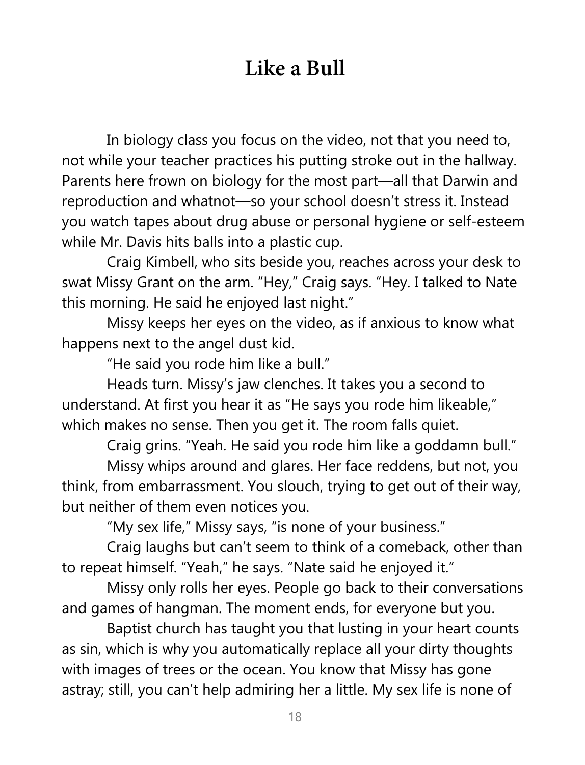# Like a Bull

In biology class you focus on the video, not that you need to, not while your teacher practices his putting stroke out in the hallway. Parents here frown on biology for the most part—all that Darwin and reproduction and whatnot—so your school doesn't stress it. Instead you watch tapes about drug abuse or personal hygiene or self-esteem while Mr. Davis hits balls into a plastic cup.

Craig Kimbell, who sits beside you, reaches across your desk to swat Missy Grant on the arm. "Hey," Craig says. "Hey. I talked to Nate this morning. He said he enjoyed last night."

Missy keeps her eyes on the video, as if anxious to know what happens next to the angel dust kid.

"He said you rode him like a bull."

Heads turn. Missy's jaw clenches. It takes you a second to understand. At first you hear it as "He says you rode him likeable," which makes no sense. Then you get it. The room falls quiet.

Craig grins. "Yeah. He said you rode him like a goddamn bull."

Missy whips around and glares. Her face reddens, but not, you think, from embarrassment. You slouch, trying to get out of their way, but neither of them even notices you.

"My sex life," Missy says, "is none of your business."

Craig laughs but can't seem to think of a comeback, other than to repeat himself. "Yeah," he says. "Nate said he enjoyed it."

Missy only rolls her eyes. People go back to their conversations and games of hangman. The moment ends, for everyone but you.

Baptist church has taught you that lusting in your heart counts as sin, which is why you automatically replace all your dirty thoughts with images of trees or the ocean. You know that Missy has gone astray; still, you can't help admiring her a little. My sex life is none of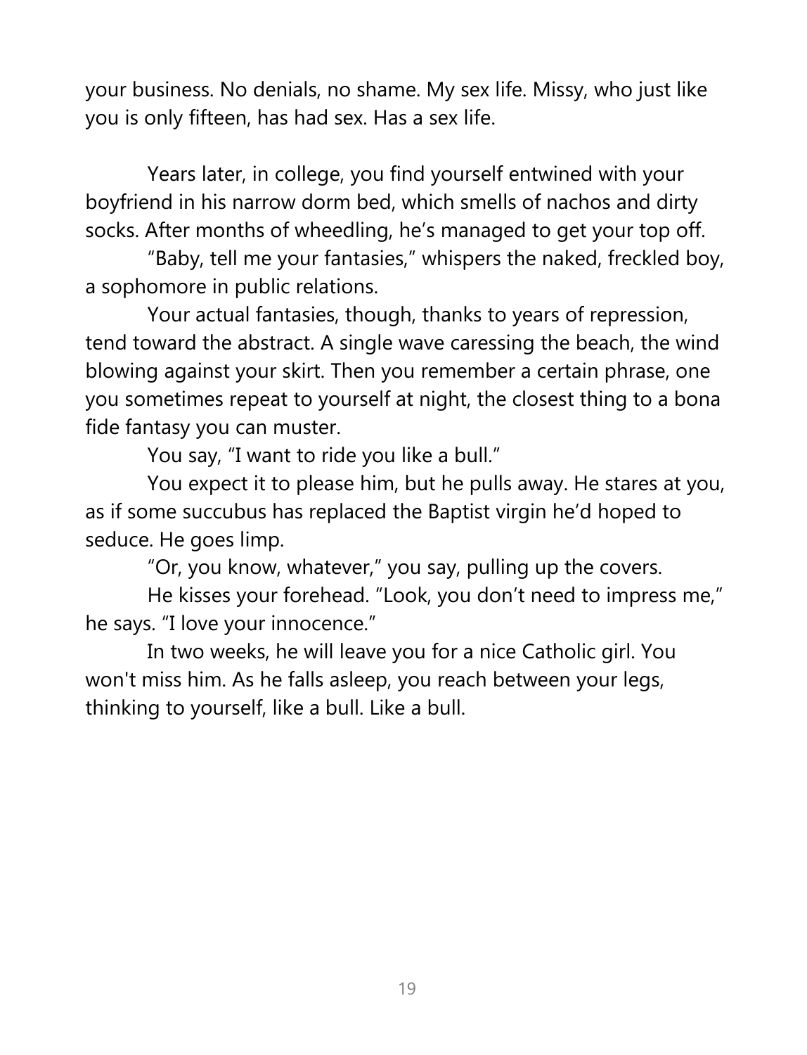your business. No denials, no shame. My sex life. Missy, who just like you is only fifteen, has had sex. Has a sex life.

Years later, in college, you find yourself entwined with your boyfriend in his narrow dorm bed, which smells of nachos and dirty socks. After months of wheedling, he's managed to get your top off.

"Baby, tell me your fantasies," whispers the naked, freckled boy, a sophomore in public relations.

Your actual fantasies, though, thanks to years of repression, tend toward the abstract. A single wave caressing the beach, the wind blowing against your skirt. Then you remember a certain phrase, one you sometimes repeat to yourself at night, the closest thing to a bona fide fantasy you can muster.

You say, "I want to ride you like a bull."

You expect it to please him, but he pulls away. He stares at you, as if some succubus has replaced the Baptist virgin he'd hoped to seduce. He goes limp.

"Or, you know, whatever," you say, pulling up the covers.

He kisses your forehead. "Look, you don't need to impress me," he says. "I love your innocence."

In two weeks, he will leave you for a nice Catholic girl. You won't miss him. As he falls asleep, you reach between your legs, thinking to yourself, like a bull. Like a bull.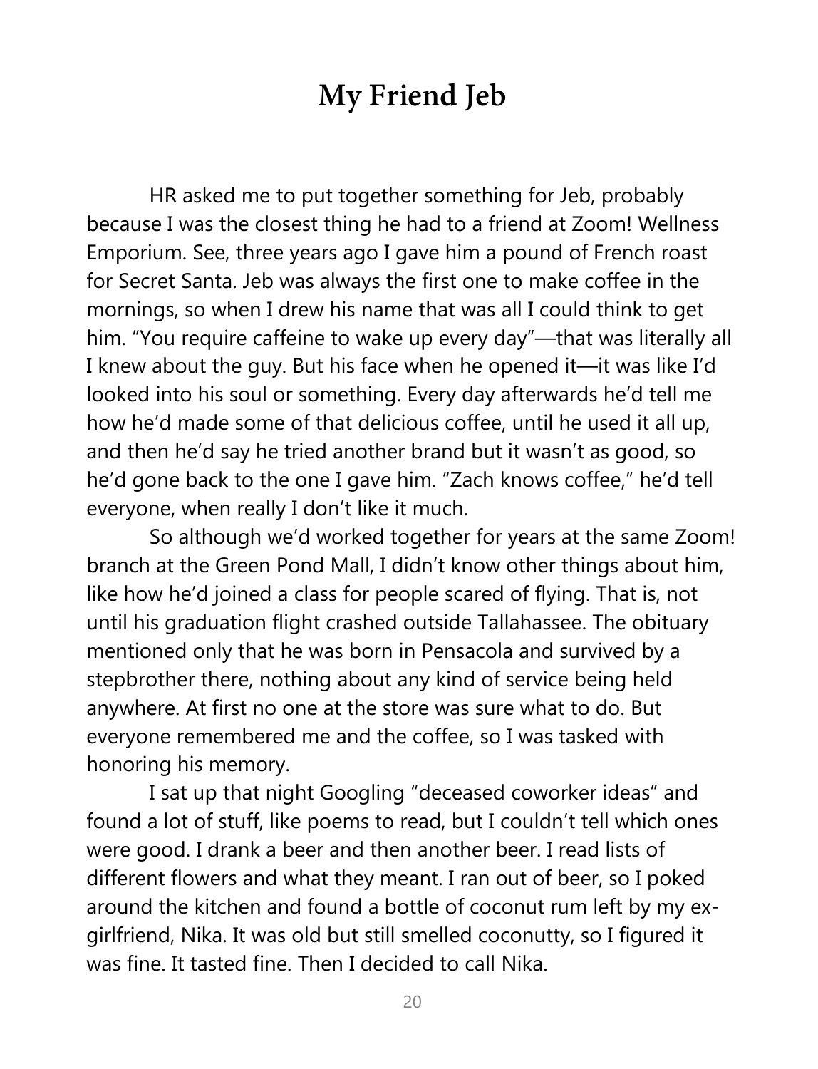# My Friend Jeb

HR asked me to put together something for Jeb, probably because I was the closest thing he had to a friend at Zoom! Wellness Emporium. See, three years ago I gave him a pound of French roast for Secret Santa. Jeb was always the first one to make coffee in the mornings, so when I drew his name that was all I could think to get him. "You require caffeine to wake up every day"—that was literally all I knew about the guy. But his face when he opened it—it was like I'd looked into his soul or something. Every day afterwards he'd tell me how he'd made some of that delicious coffee, until he used it all up, and then he'd say he tried another brand but it wasn't as good, so he'd gone back to the one I gave him. "Zach knows coffee," he'd tell everyone, when really I don't like it much.

So although we'd worked together for years at the same Zoom! branch at the Green Pond Mall, I didn't know other things about him, like how he'd joined a class for people scared of flying. That is, not until his graduation flight crashed outside Tallahassee. The obituary mentioned only that he was born in Pensacola and survived by a stepbrother there, nothing about any kind of service being held anywhere. At first no one at the store was sure what to do. But everyone remembered me and the coffee, so I was tasked with honoring his memory.

I sat up that night Googling "deceased coworker ideas" and found a lot of stuff, like poems to read, but I couldn't tell which ones were good. I drank a beer and then another beer. I read lists of different flowers and what they meant. I ran out of beer, so I poked around the kitchen and found a bottle of coconut rum left by my ex-girlfriend, Nika. It was old but still smelled coconutty, so I figured it was fine. It tasted fine. Then I decided to call Nika.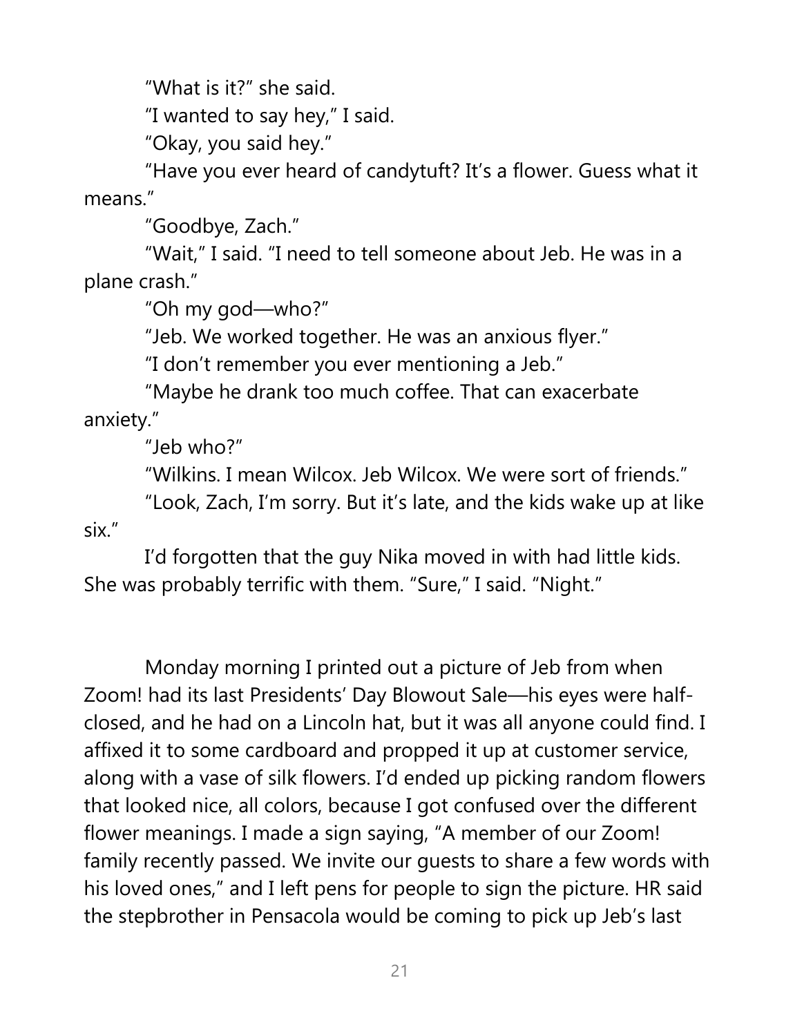"What is it?" she said.

"I wanted to say hey," I said.

"Okay, you said hey."

"Have you ever heard of candytuft? It's a flower. Guess what it means."

"Goodbye, Zach."

"Wait," I said. "I need to tell someone about Jeb. He was in a plane crash."

"Oh my god—who?"

"Jeb. We worked together. He was an anxious flyer."

"I don't remember you ever mentioning a Jeb."

"Maybe he drank too much coffee. That can exacerbate anxiety."

"Jeb who?"

"Wilkins. I mean Wilcox. Jeb Wilcox. We were sort of friends."

"Look, Zach, I'm sorry. But it's late, and the kids wake up at like six."

I'd forgotten that the guy Nika moved in with had little kids. She was probably terrific with them. "Sure," I said. "Night."

Monday morning I printed out a picture of Jeb from when Zoom! had its last Presidents' Day Blowout Sale—his eyes were half-closed, and he had on a Lincoln hat, but it was all anyone could find. I affixed it to some cardboard and propped it up at customer service, along with a vase of silk flowers. I'd ended up picking random flowers that looked nice, all colors, because I got confused over the different flower meanings. I made a sign saying, "A member of our Zoom! family recently passed. We invite our guests to share a few words with his loved ones," and I left pens for people to sign the picture. HR said the stepbrother in Pensacola would be coming to pick up Jeb's last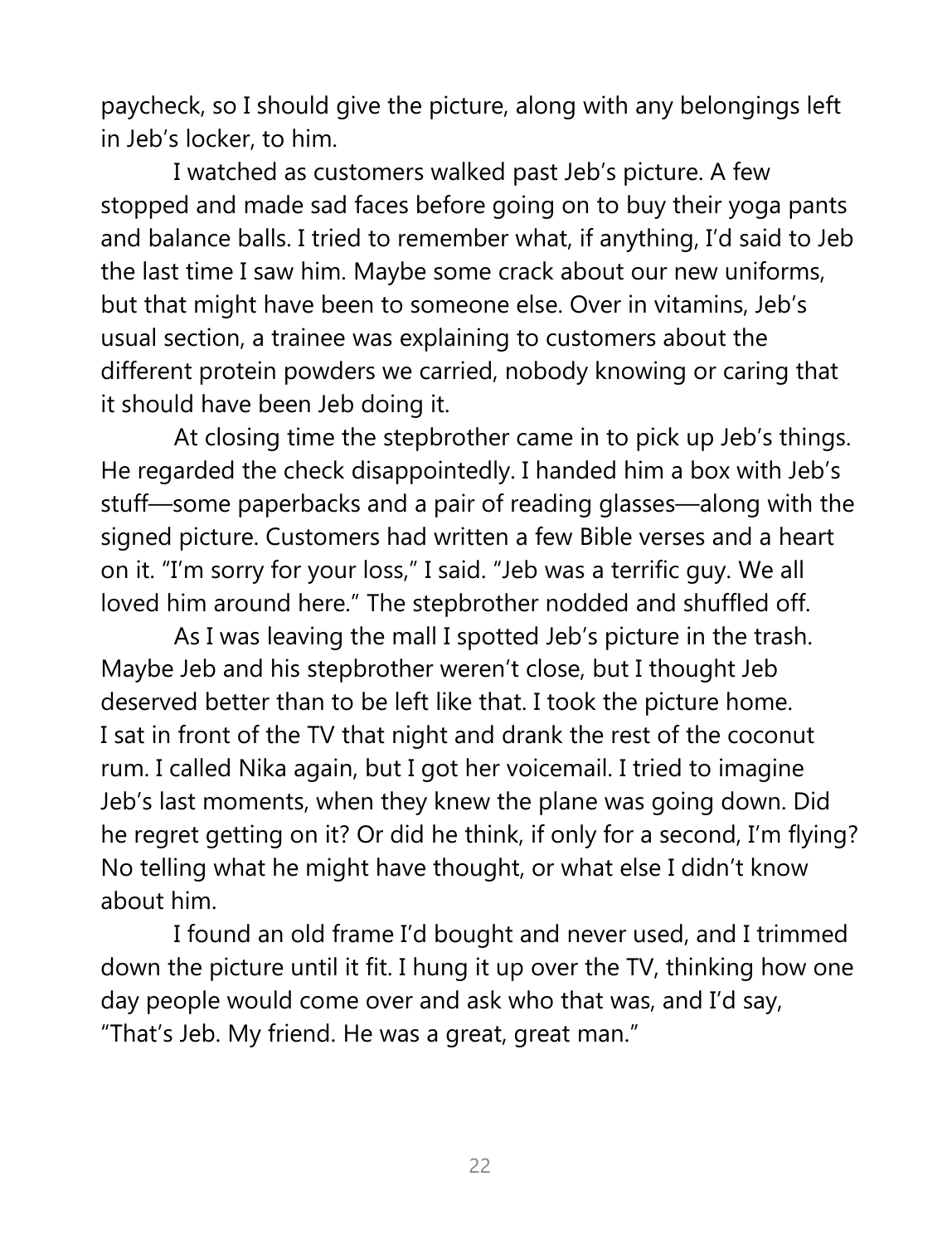paycheck, so I should give the picture, along with any belongings left in Jeb's locker, to him.

I watched as customers walked past Jeb's picture. A few stopped and made sad faces before going on to buy their yoga pants and balance balls. I tried to remember what, if anything, I'd said to Jeb the last time I saw him. Maybe some crack about our new uniforms, but that might have been to someone else. Over in vitamins, Jeb's usual section, a trainee was explaining to customers about the different protein powders we carried, nobody knowing or caring that it should have been Jeb doing it.

At closing time the stepbrother came in to pick up Jeb's things. He regarded the check disappointedly. I handed him a box with Jeb's stuff—some paperbacks and a pair of reading glasses—along with the signed picture. Customers had written a few Bible verses and a heart on it. "I'm sorry for your loss," I said. "Jeb was a terrific guy. We all loved him around here." The stepbrother nodded and shuffled off.

As I was leaving the mall I spotted Jeb's picture in the trash. Maybe Jeb and his stepbrother weren't close, but I thought Jeb deserved better than to be left like that. I took the picture home. I sat in front of the TV that night and drank the rest of the coconut rum. I called Nika again, but I got her voicemail. I tried to imagine Jeb's last moments, when they knew the plane was going down. Did he regret getting on it? Or did he think, if only for a second, I'm flying? No telling what he might have thought, or what else I didn't know about him.

I found an old frame I'd bought and never used, and I trimmed down the picture until it fit. I hung it up over the TV, thinking how one day people would come over and ask who that was, and I'd say, "That's Jeb. My friend. He was a great, great man."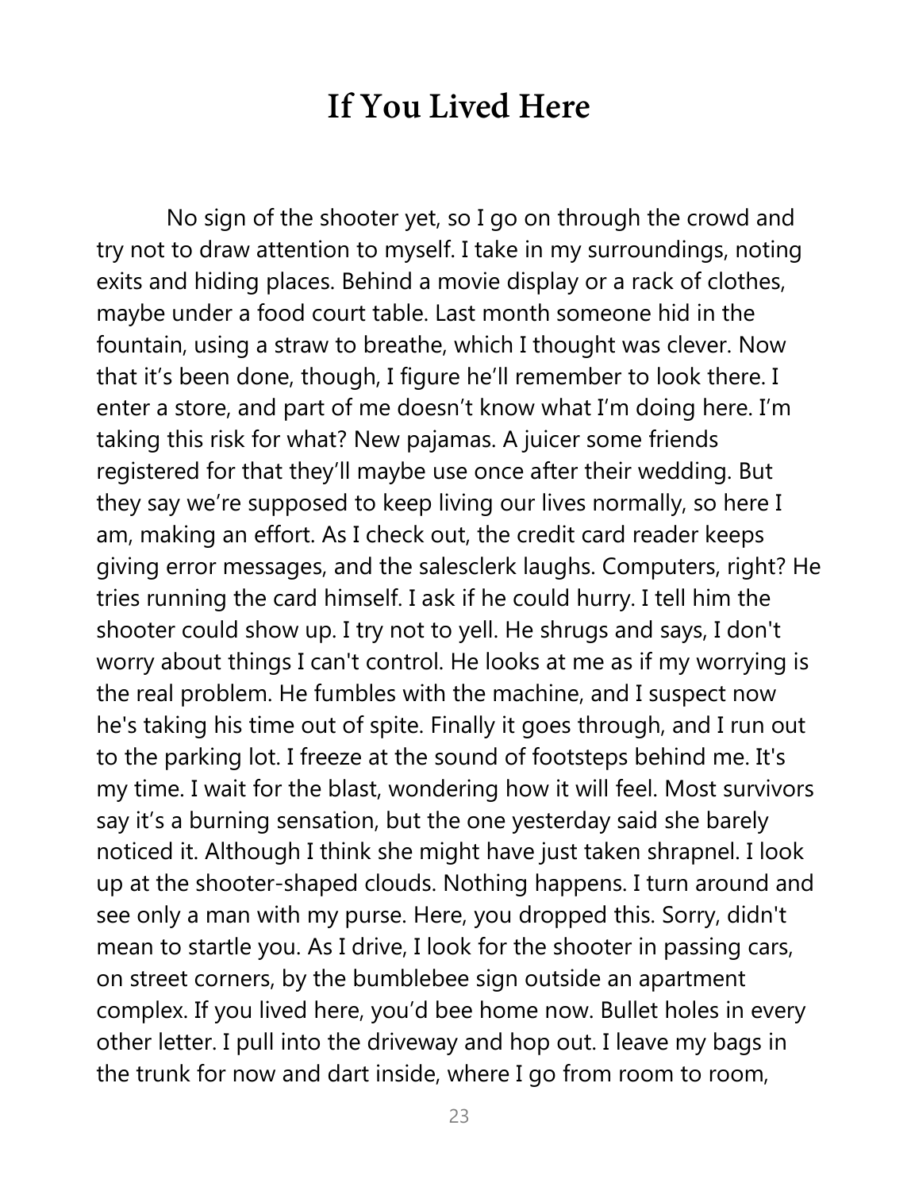# If You Lived Here

No sign of the shooter yet, so I go on through the crowd and try not to draw attention to myself. I take in my surroundings, noting exits and hiding places. Behind a movie display or a rack of clothes, maybe under a food court table. Last month someone hid in the fountain, using a straw to breathe, which I thought was clever. Now that it's been done, though, I figure he'll remember to look there. I enter a store, and part of me doesn't know what I'm doing here. I'm taking this risk for what? New pajamas. A juicer some friends registered for that they'll maybe use once after their wedding. But they say we're supposed to keep living our lives normally, so here I am, making an effort. As I check out, the credit card reader keeps giving error messages, and the salesclerk laughs. Computers, right? He tries running the card himself. I ask if he could hurry. I tell him the shooter could show up. I try not to yell. He shrugs and says, I don't worry about things I can't control. He looks at me as if my worrying is the real problem. He fumbles with the machine, and I suspect now he's taking his time out of spite. Finally it goes through, and I run out to the parking lot. I freeze at the sound of footsteps behind me. It's my time. I wait for the blast, wondering how it will feel. Most survivors say it's a burning sensation, but the one yesterday said she barely noticed it. Although I think she might have just taken shrapnel. I look up at the shooter-shaped clouds. Nothing happens. I turn around and see only a man with my purse. Here, you dropped this. Sorry, didn't mean to startle you. As I drive, I look for the shooter in passing cars, on street corners, by the bumblebee sign outside an apartment complex. If you lived here, you'd bee home now. Bullet holes in every other letter. I pull into the driveway and hop out. I leave my bags in the trunk for now and dart inside, where I go from room to room,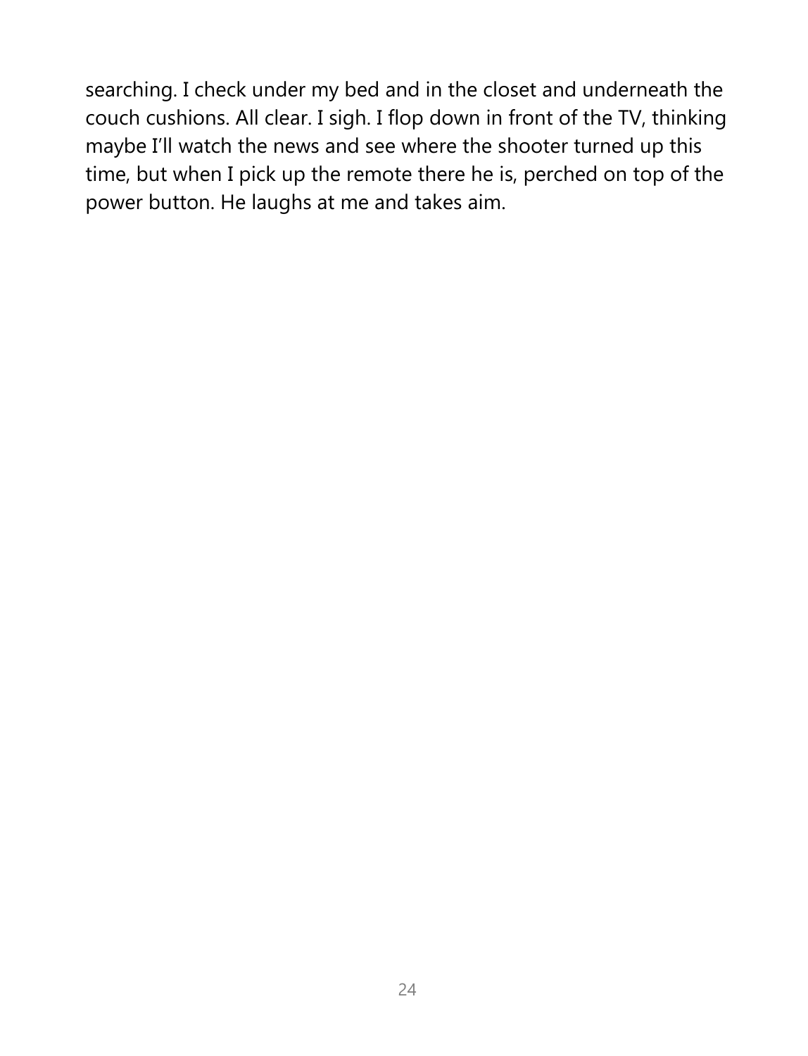searching. I check under my bed and in the closet and underneath the couch cushions. All clear. I sigh. I flop down in front of the TV, thinking maybe I'll watch the news and see where the shooter turned up this time, but when I pick up the remote there he is, perched on top of the power button. He laughs at me and takes aim.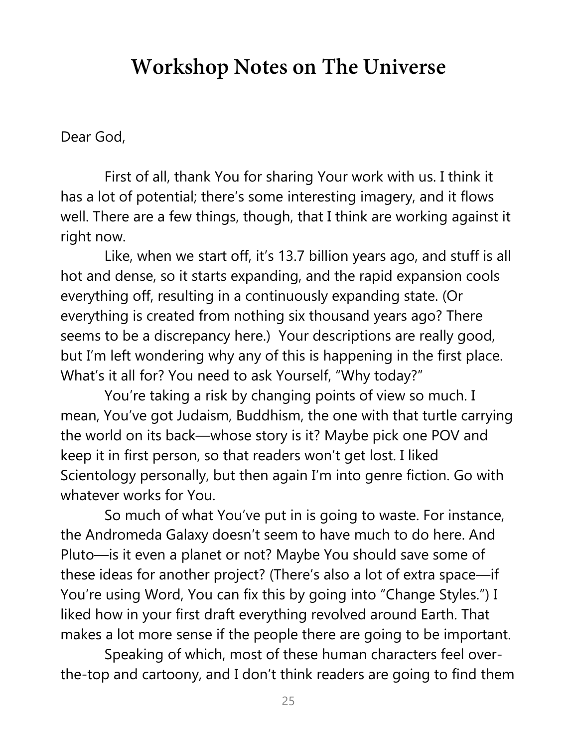# Workshop Notes on The Universe

Dear God,

First of all, thank You for sharing Your work with us. I think it has a lot of potential; there's some interesting imagery, and it flows well. There are a few things, though, that I think are working against it right now.

Like, when we start off, it's 13.7 billion years ago, and stuff is all hot and dense, so it starts expanding, and the rapid expansion cools everything off, resulting in a continuously expanding state. (Or everything is created from nothing six thousand years ago? There seems to be a discrepancy here.) Your descriptions are really good, but I'm left wondering why any of this is happening in the first place. What's it all for? You need to ask Yourself, "Why today?"

You're taking a risk by changing points of view so much. I mean, You've got Judaism, Buddhism, the one with that turtle carrying the world on its back—whose story is it? Maybe pick one POV and keep it in first person, so that readers won't get lost. I liked Scientology personally, but then again I'm into genre fiction. Go with whatever works for You.

So much of what You've put in is going to waste. For instance, the Andromeda Galaxy doesn't seem to have much to do here. And Pluto—is it even a planet or not? Maybe You should save some of these ideas for another project? (There's also a lot of extra space—if You're using Word, You can fix this by going into "Change Styles.") I liked how in your first draft everything revolved around Earth. That makes a lot more sense if the people there are going to be important.

Speaking of which, most of these human characters feel over-the-top and cartoony, and I don't think readers are going to find them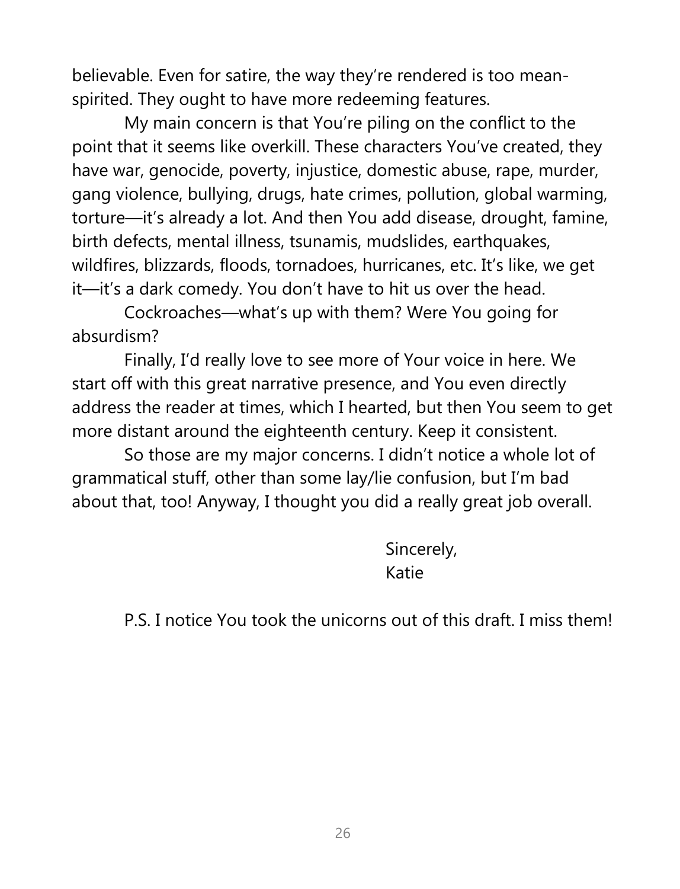believable. Even for satire, the way they're rendered is too mean-spirited. They ought to have more redeeming features.

My main concern is that You're piling on the conflict to the point that it seems like overkill. These characters You've created, they have war, genocide, poverty, injustice, domestic abuse, rape, murder, gang violence, bullying, drugs, hate crimes, pollution, global warming, torture—it's already a lot. And then You add disease, drought, famine, birth defects, mental illness, tsunamis, mudslides, earthquakes, wildfires, blizzards, floods, tornadoes, hurricanes, etc. It's like, we get it—it's a dark comedy. You don't have to hit us over the head.

Cockroaches—what's up with them? Were You going for absurdism?

Finally, I'd really love to see more of Your voice in here. We start off with this great narrative presence, and You even directly address the reader at times, which I hearted, but then You seem to get more distant around the eighteenth century. Keep it consistent.

So those are my major concerns. I didn't notice a whole lot of grammatical stuff, other than some lay/lie confusion, but I'm bad about that, too! Anyway, I thought you did a really great job overall.

Sincerely,
Katie

P.S. I notice You took the unicorns out of this draft. I miss them!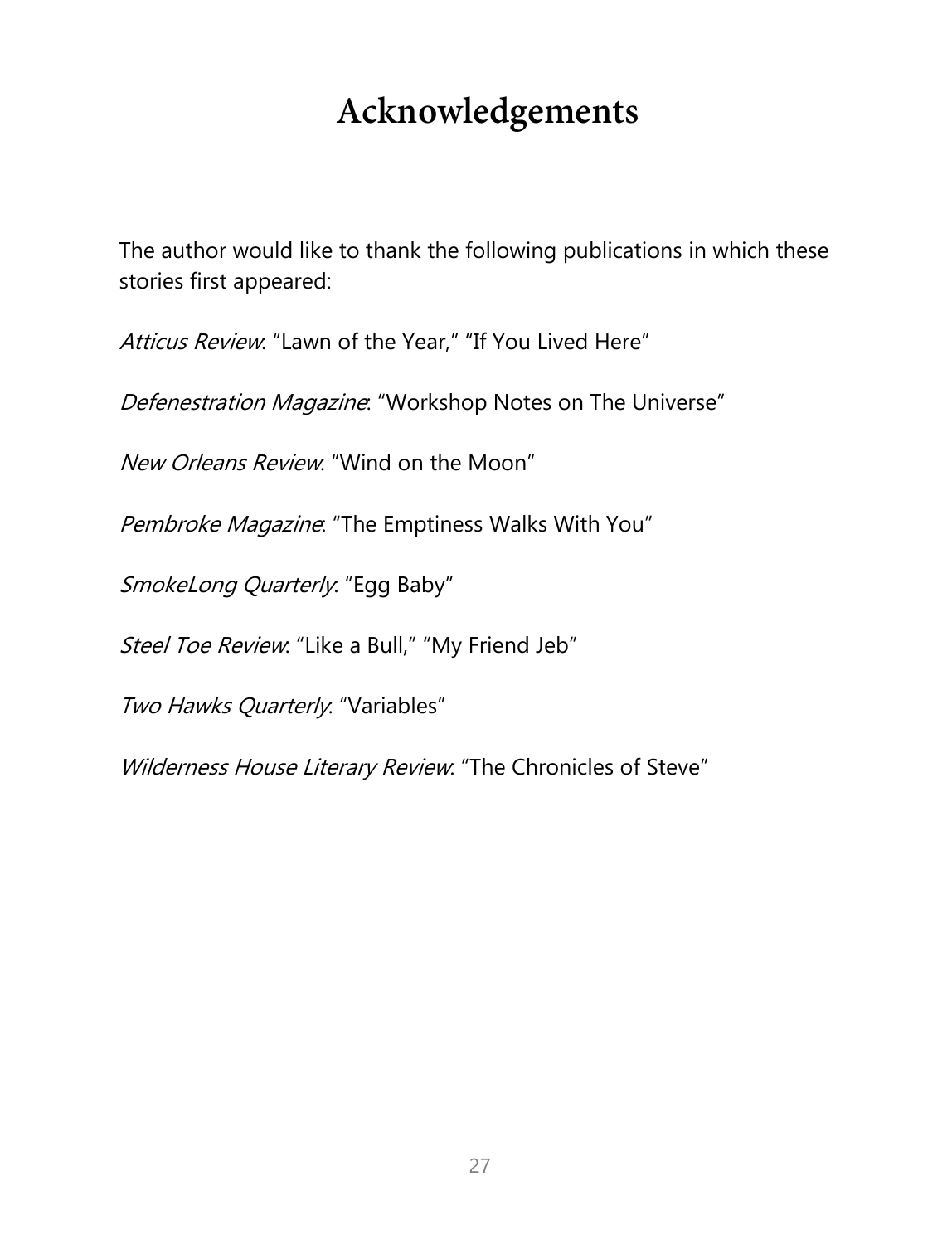# Acknowledgements

The author would like to thank the following publications in which these stories first appeared:

*Atticus Review*: "Lawn of the Year," "If You Lived Here"

*Defenestration Magazine*: "Workshop Notes on The Universe"

*New Orleans Review*: "Wind on the Moon"

*Pembroke Magazine*: "The Emptiness Walks With You"

*SmokeLong Quarterly*: "Egg Baby"

*Steel Toe Review*: "Like a Bull," "My Friend Jeb"

*Two Hawks Quarterly*: "Variables"

*Wilderness House Literary Review*: "The Chronicles of Steve"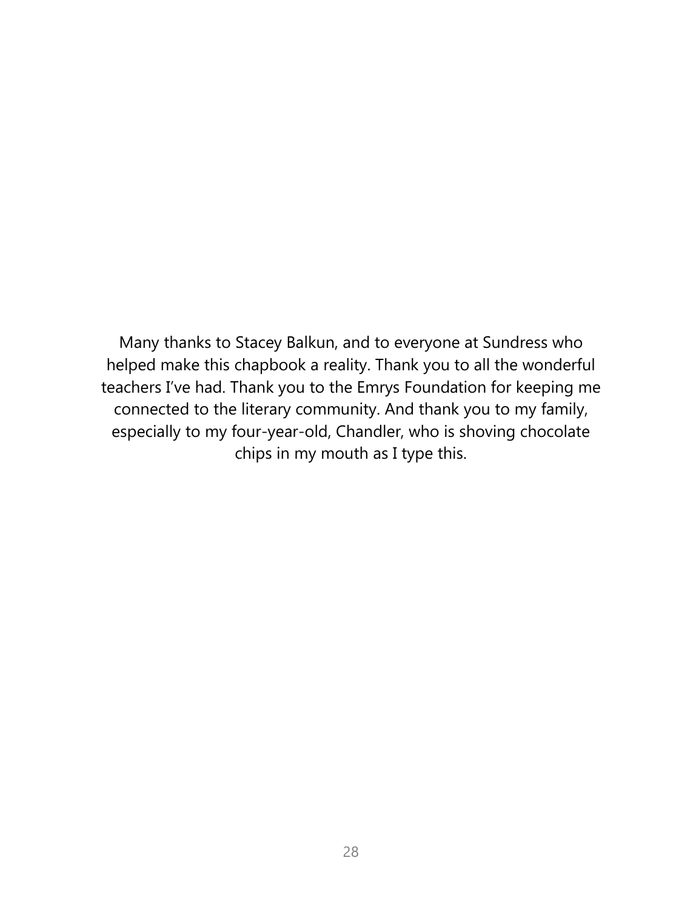Many thanks to Stacey Balkun, and to everyone at Sundress who helped make this chapbook a reality. Thank you to all the wonderful teachers I've had. Thank you to the Emrys Foundation for keeping me connected to the literary community. And thank you to my family, especially to my four-year-old, Chandler, who is shoving chocolate chips in my mouth as I type this.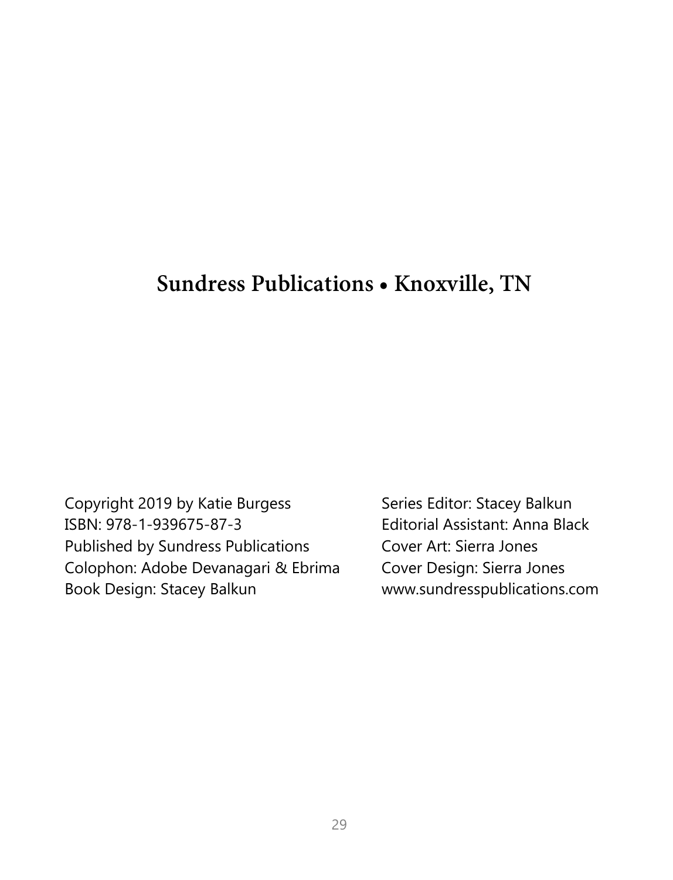**Sundress Publications • Knoxville, TN**

Copyright 2019 by Katie Burgess
ISBN: 978-1-939675-87-3
Published by Sundress Publications
Colophon: Adobe Devanagari & Ebrima
Book Design: Stacey Balkun

Series Editor: Stacey Balkun
Editorial Assistant: Anna Black
Cover Art: Sierra Jones
Cover Design: Sierra Jones
www.sundresspublications.com